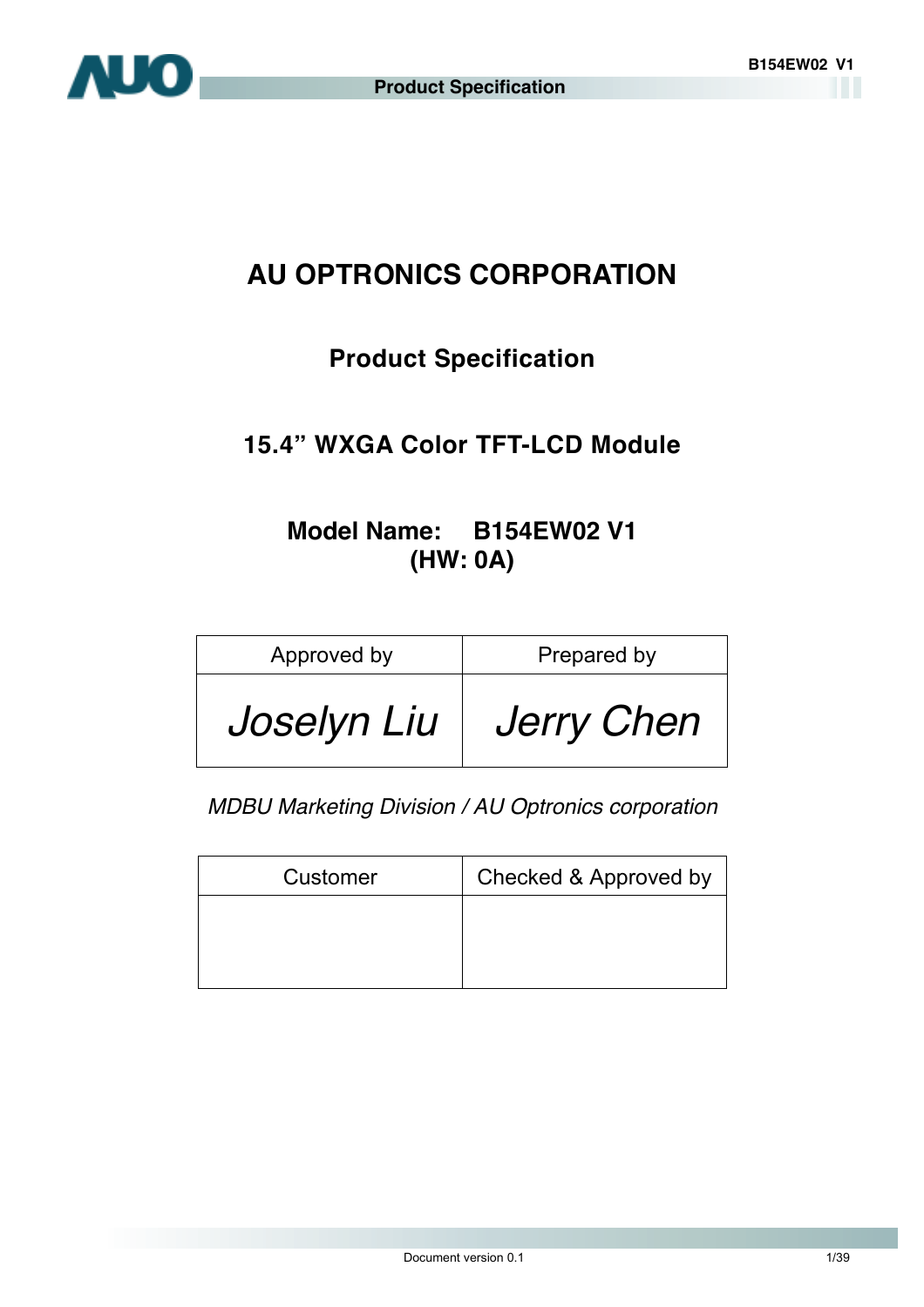# AU OPTRONICS CORPORATION

## Product Specification

## 15.4" WXGA Color TFT-LCD Module

### Model Name: B154EW02 V1
### (HW: 0A)

| Approved by | Prepared by |
|---|---|
| *Joselyn Liu* | *Jerry Chen* |

*MDBU Marketing Division / AU Optronics corporation*

| Customer | Checked & Approved by |
|---|---|
| | |

Document version 0.1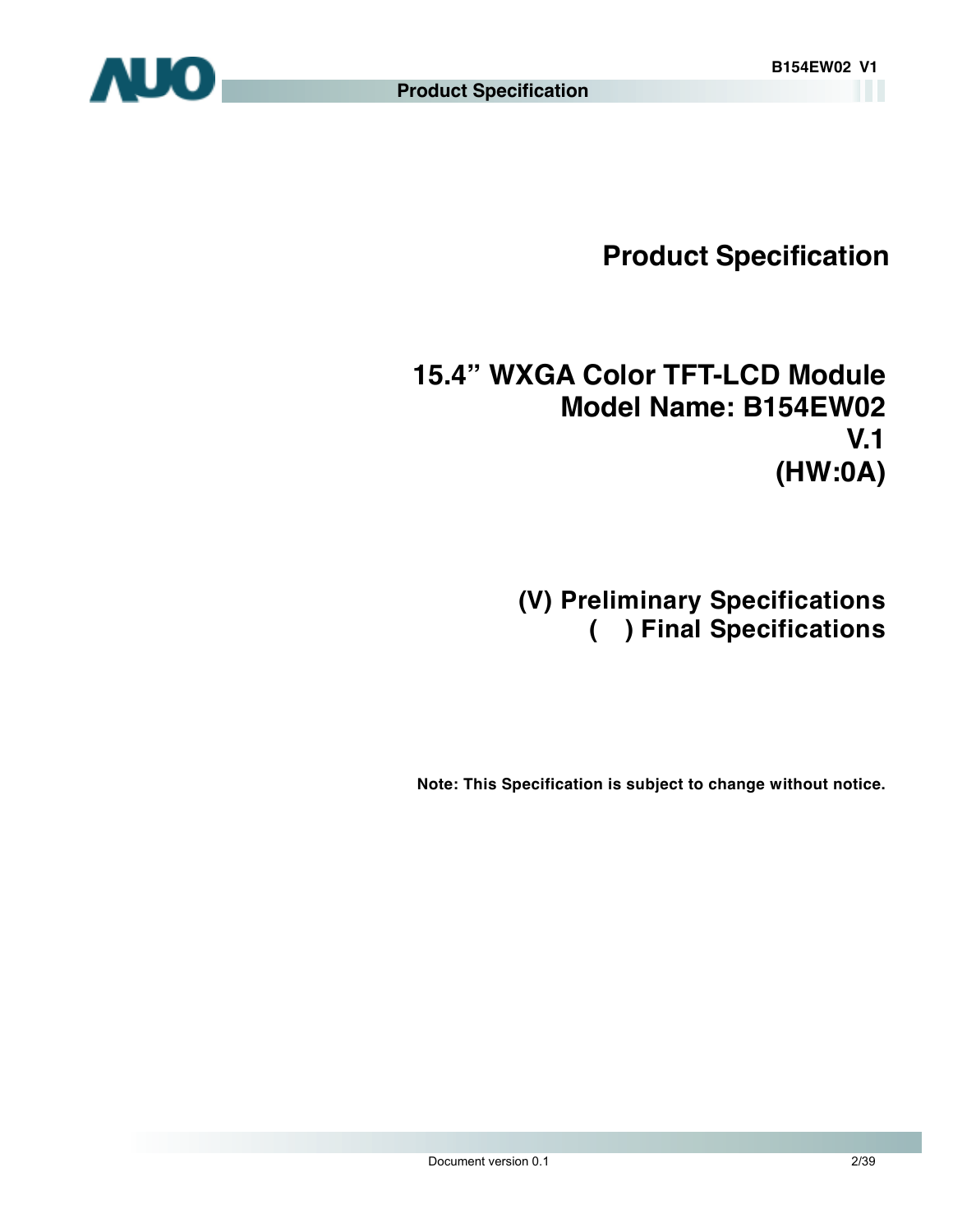# Product Specification

## 15.4" WXGA Color TFT-LCD Module
## Model Name: B154EW02
## V.1
## (HW:0A)

**(V) Preliminary Specifications**
**( ) Final Specifications**

**Note: This Specification is subject to change without notice.**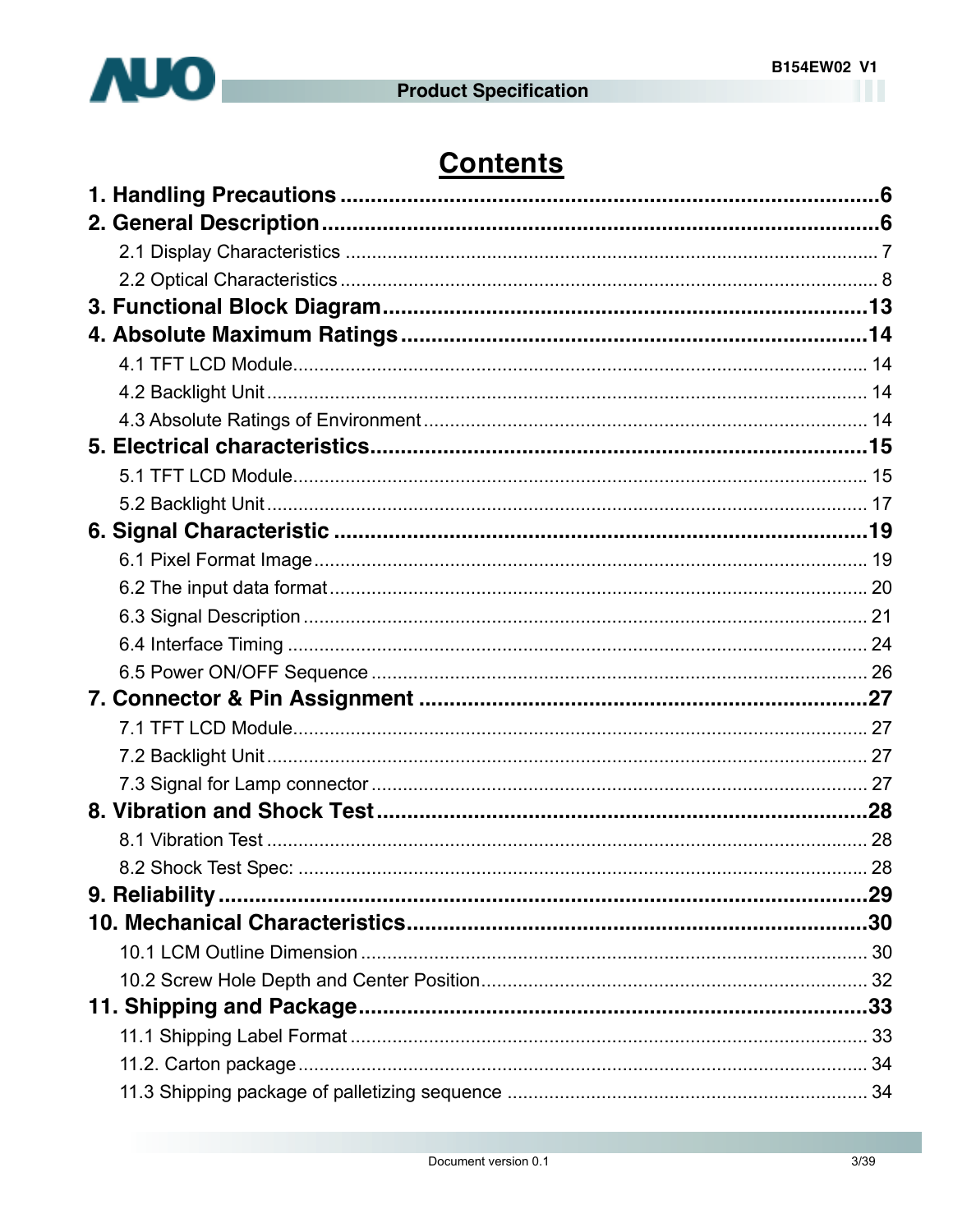# Contents

**1. Handling Precautions ........................................................................................6**

**2. General Description...........................................................................................6**

2.1 Display Characteristics ..................................................................................... 7

2.2 Optical Characteristics ...................................................................................... 8

**3. Functional Block Diagram...............................................................................13**

**4. Absolute Maximum Ratings ............................................................................14**

4.1 TFT LCD Module............................................................................................. 14

4.2 Backlight Unit .................................................................................................. 14

4.3 Absolute Ratings of Environment .................................................................... 14

**5. Electrical characteristics.................................................................................15**

5.1 TFT LCD Module............................................................................................. 15

5.2 Backlight Unit .................................................................................................. 17

**6. Signal Characteristic .......................................................................................19**

6.1 Pixel Format Image......................................................................................... 19

6.2 The input data format...................................................................................... 20

6.3 Signal Description ........................................................................................... 21

6.4 Interface Timing .............................................................................................. 24

6.5 Power ON/OFF Sequence .............................................................................. 26

**7. Connector & Pin Assignment .........................................................................27**

7.1 TFT LCD Module............................................................................................. 27

7.2 Backlight Unit .................................................................................................. 27

7.3 Signal for Lamp connector .............................................................................. 27

**8. Vibration and Shock Test.................................................................................28**

8.1 Vibration Test .................................................................................................. 28

8.2 Shock Test Spec: ............................................................................................ 28

**9. Reliability ..........................................................................................................29**

**10. Mechanical Characteristics............................................................................30**

10.1 LCM Outline Dimension ................................................................................ 30

10.2 Screw Hole Depth and Center Position......................................................... 32

**11. Shipping and Package....................................................................................33**

11.1 Shipping Label Format .................................................................................. 33

11.2. Carton package............................................................................................ 34

11.3 Shipping package of palletizing sequence .................................................... 34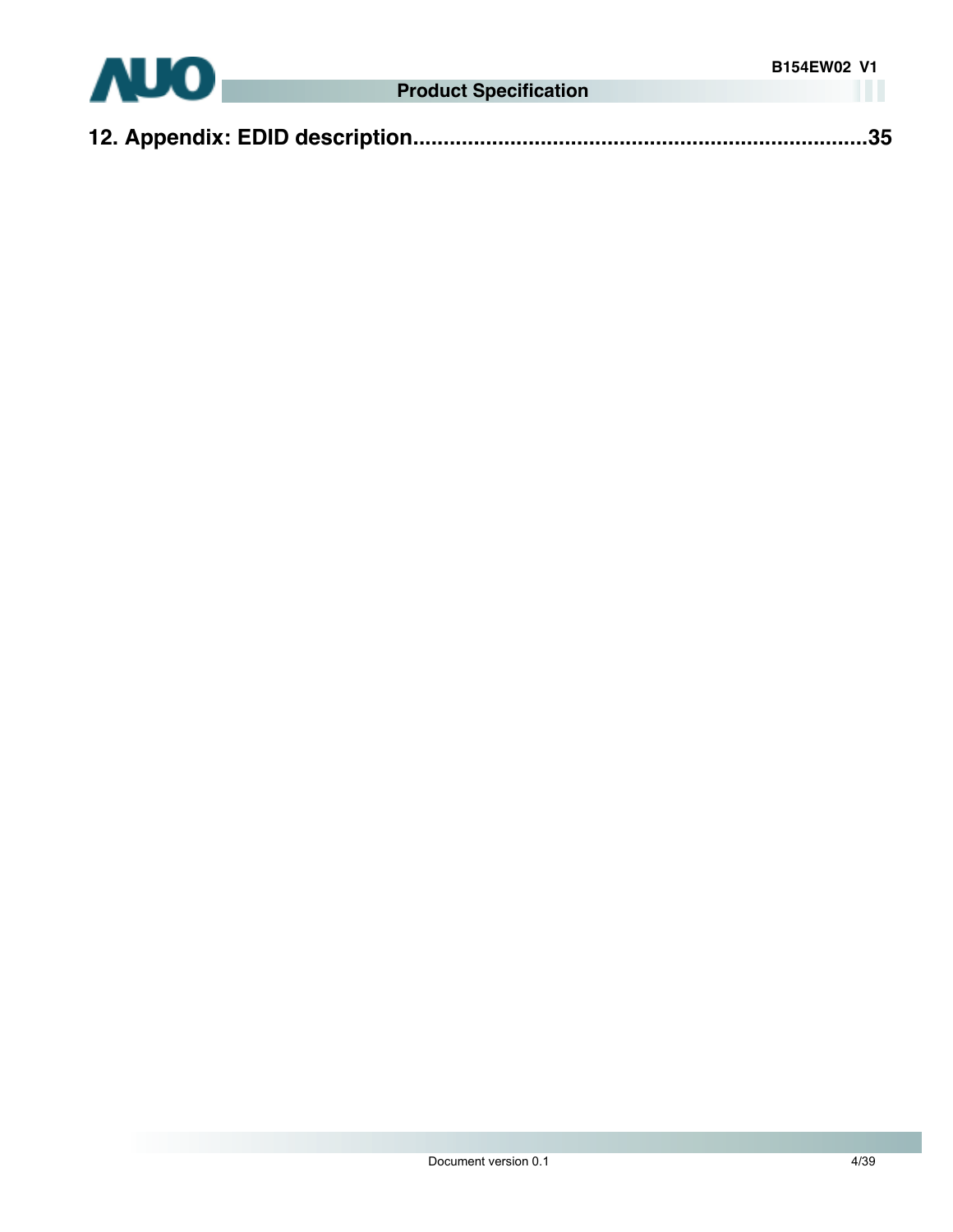**12. Appendix: EDID description..........................................................................35**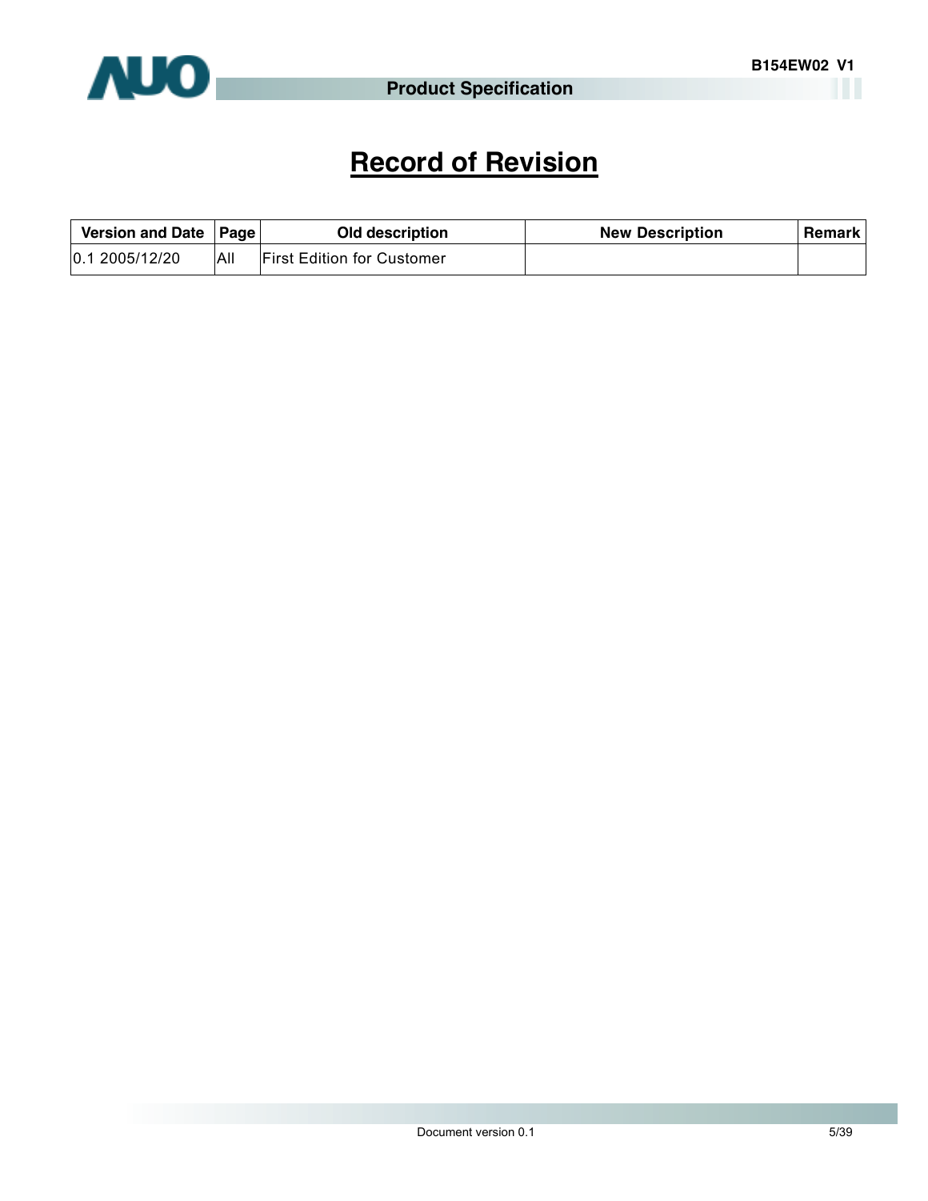# Record of Revision

| Version and Date | Page | Old description | New Description | Remark |
|---|---|---|---|---|
| 0.1 2005/12/20 | All | First Edition for Customer | | |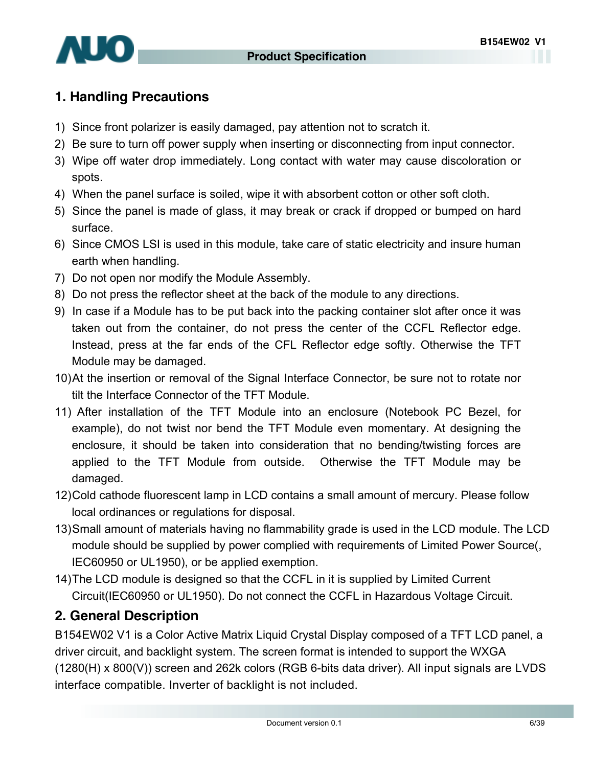## 1. Handling Precautions

1) Since front polarizer is easily damaged, pay attention not to scratch it.
2) Be sure to turn off power supply when inserting or disconnecting from input connector.
3) Wipe off water drop immediately. Long contact with water may cause discoloration or spots.
4) When the panel surface is soiled, wipe it with absorbent cotton or other soft cloth.
5) Since the panel is made of glass, it may break or crack if dropped or bumped on hard surface.
6) Since CMOS LSI is used in this module, take care of static electricity and insure human earth when handling.
7) Do not open nor modify the Module Assembly.
8) Do not press the reflector sheet at the back of the module to any directions.
9) In case if a Module has to be put back into the packing container slot after once it was taken out from the container, do not press the center of the CCFL Reflector edge. Instead, press at the far ends of the CFL Reflector edge softly. Otherwise the TFT Module may be damaged.
10) At the insertion or removal of the Signal Interface Connector, be sure not to rotate nor tilt the Interface Connector of the TFT Module.
11) After installation of the TFT Module into an enclosure (Notebook PC Bezel, for example), do not twist nor bend the TFT Module even momentary. At designing the enclosure, it should be taken into consideration that no bending/twisting forces are applied to the TFT Module from outside. Otherwise the TFT Module may be damaged.
12) Cold cathode fluorescent lamp in LCD contains a small amount of mercury. Please follow local ordinances or regulations for disposal.
13) Small amount of materials having no flammability grade is used in the LCD module. The LCD module should be supplied by power complied with requirements of Limited Power Source(, IEC60950 or UL1950), or be applied exemption.
14) The LCD module is designed so that the CCFL in it is supplied by Limited Current Circuit(IEC60950 or UL1950). Do not connect the CCFL in Hazardous Voltage Circuit.

## 2. General Description

B154EW02 V1 is a Color Active Matrix Liquid Crystal Display composed of a TFT LCD panel, a driver circuit, and backlight system. The screen format is intended to support the WXGA (1280(H) x 800(V)) screen and 262k colors (RGB 6-bits data driver). All input signals are LVDS interface compatible. Inverter of backlight is not included.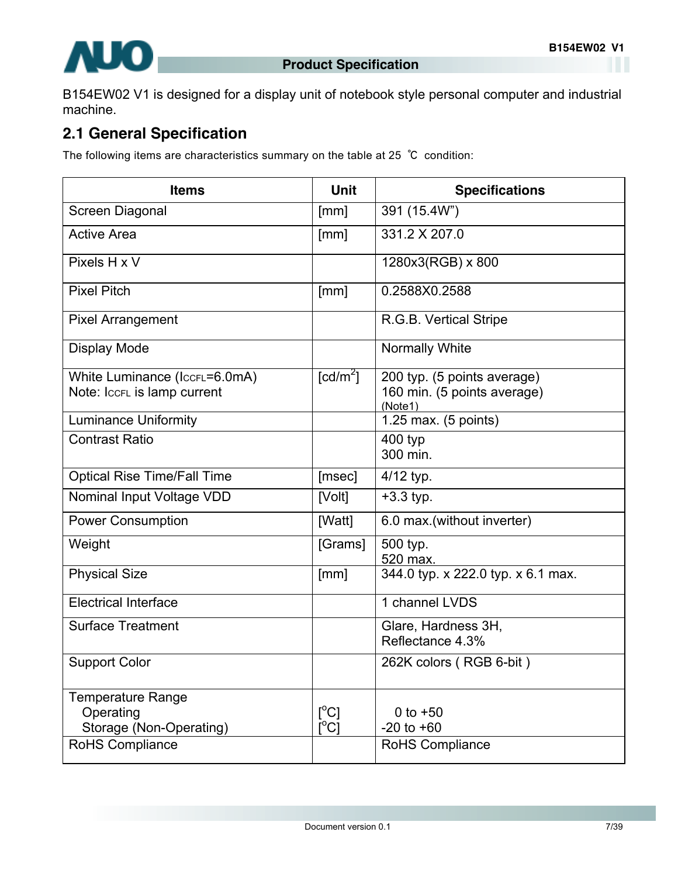B154EW02 V1 is designed for a display unit of notebook style personal computer and industrial machine.

## 2.1 General Specification

The following items are characteristics summary on the table at 25 ℃ condition:

| Items | Unit | Specifications |
|---|---|---|
| Screen Diagonal | [mm] | 391 (15.4W") |
| Active Area | [mm] | 331.2 X 207.0 |
| Pixels H x V | | 1280x3(RGB) x 800 |
| Pixel Pitch | [mm] | 0.2588X0.2588 |
| Pixel Arrangement | | R.G.B. Vertical Stripe |
| Display Mode | | Normally White |
| White Luminance ($I_{CCFL}$=6.0mA)<br>Note: $I_{CCFL}$ is lamp current | [cd/m$^2$] | 200 typ. (5 points average)<br>160 min. (5 points average)<br>(Note1) |
| Luminance Uniformity | | 1.25 max. (5 points) |
| Contrast Ratio | | 400 typ<br>300 min. |
| Optical Rise Time/Fall Time | [msec] | 4/12 typ. |
| Nominal Input Voltage VDD | [Volt] | +3.3 typ. |
| Power Consumption | [Watt] | 6.0 max.(without inverter) |
| Weight | [Grams] | 500 typ.<br>520 max. |
| Physical Size | [mm] | 344.0 typ. x 222.0 typ. x 6.1 max. |
| Electrical Interface | | 1 channel LVDS |
| Surface Treatment | | Glare, Hardness 3H,<br>Reflectance 4.3% |
| Support Color | | 262K colors ( RGB 6-bit ) |
| Temperature Range<br>Operating<br>Storage (Non-Operating) | <br>[$^o$C]<br>[$^o$C] | <br>0 to +50<br>-20 to +60 |
| RoHS Compliance | | RoHS Compliance |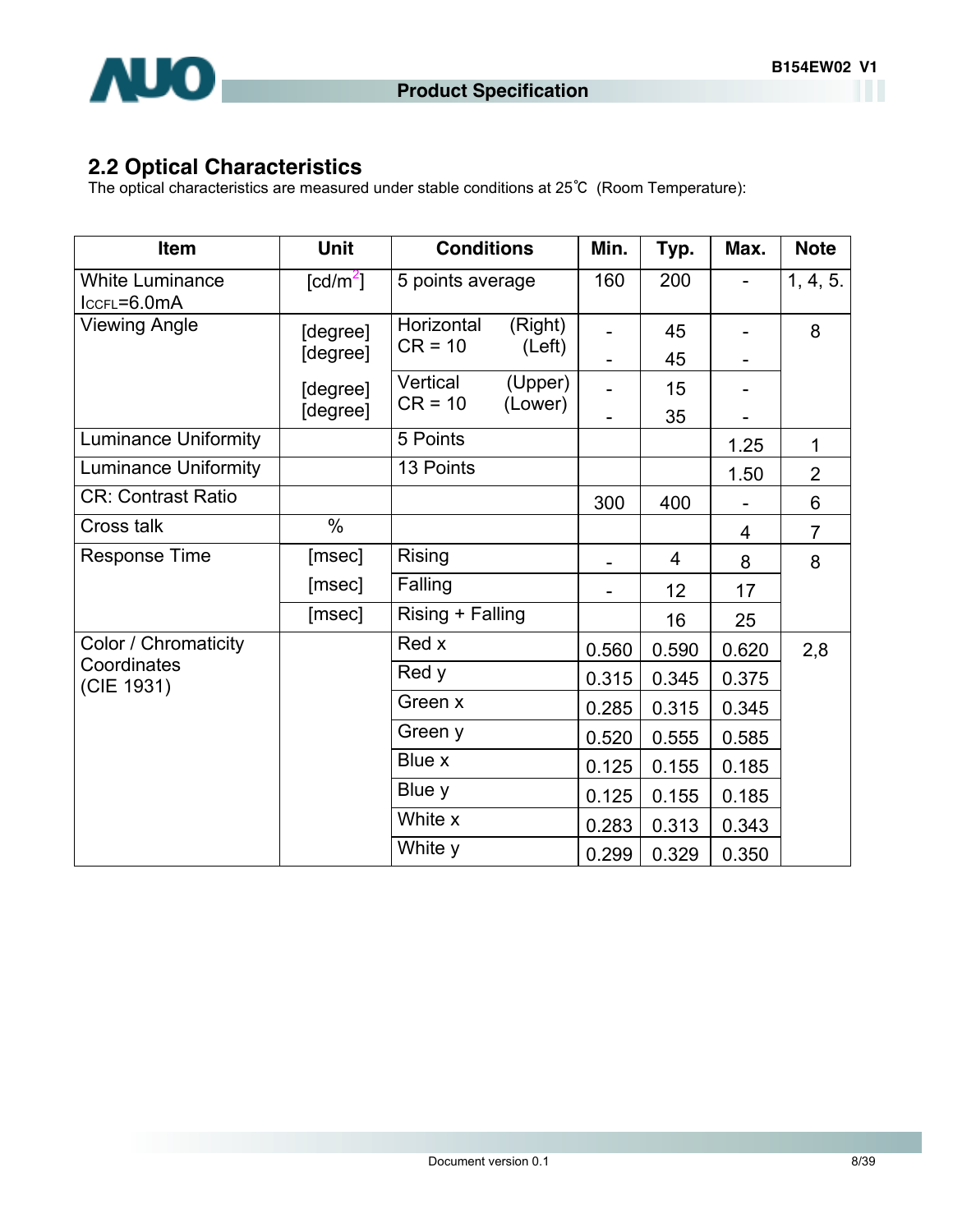## 2.2 Optical Characteristics

The optical characteristics are measured under stable conditions at 25℃ (Room Temperature):

| Item | Unit | Conditions | | Min. | Typ. | Max. | Note |
|---|---|---|---|---|---|---|---|
| White Luminance $I_{CCFL}$=6.0mA | [cd/m$^2$] | 5 points average | | 160 | 200 | - | 1, 4, 5. |
| Viewing Angle | [degree] | Horizontal CR = 10 | (Right) | - | 45 | - | 8 |
| | [degree] | | (Left) | - | 45 | - | |
| | [degree] | Vertical CR = 10 | (Upper) | - | 15 | - | |
| | [degree] | | (Lower) | - | 35 | - | |
| Luminance Uniformity | | 5 Points | | | | 1.25 | 1 |
| Luminance Uniformity | | 13 Points | | | | 1.50 | 2 |
| CR: Contrast Ratio | | | | 300 | 400 | - | 6 |
| Cross talk | % | | | | | 4 | 7 |
| Response Time | [msec] | Rising | | - | 4 | 8 | 8 |
| | [msec] | Falling | | - | 12 | 17 | |
| | [msec] | Rising + Falling | | | 16 | 25 | |
| Color / Chromaticity Coordinates (CIE 1931) | | Red x | | 0.560 | 0.590 | 0.620 | 2,8 |
| | | Red y | | 0.315 | 0.345 | 0.375 | |
| | | Green x | | 0.285 | 0.315 | 0.345 | |
| | | Green y | | 0.520 | 0.555 | 0.585 | |
| | | Blue x | | 0.125 | 0.155 | 0.185 | |
| | | Blue y | | 0.125 | 0.155 | 0.185 | |
| | | White x | | 0.283 | 0.313 | 0.343 | |
| | | White y | | 0.299 | 0.329 | 0.350 | |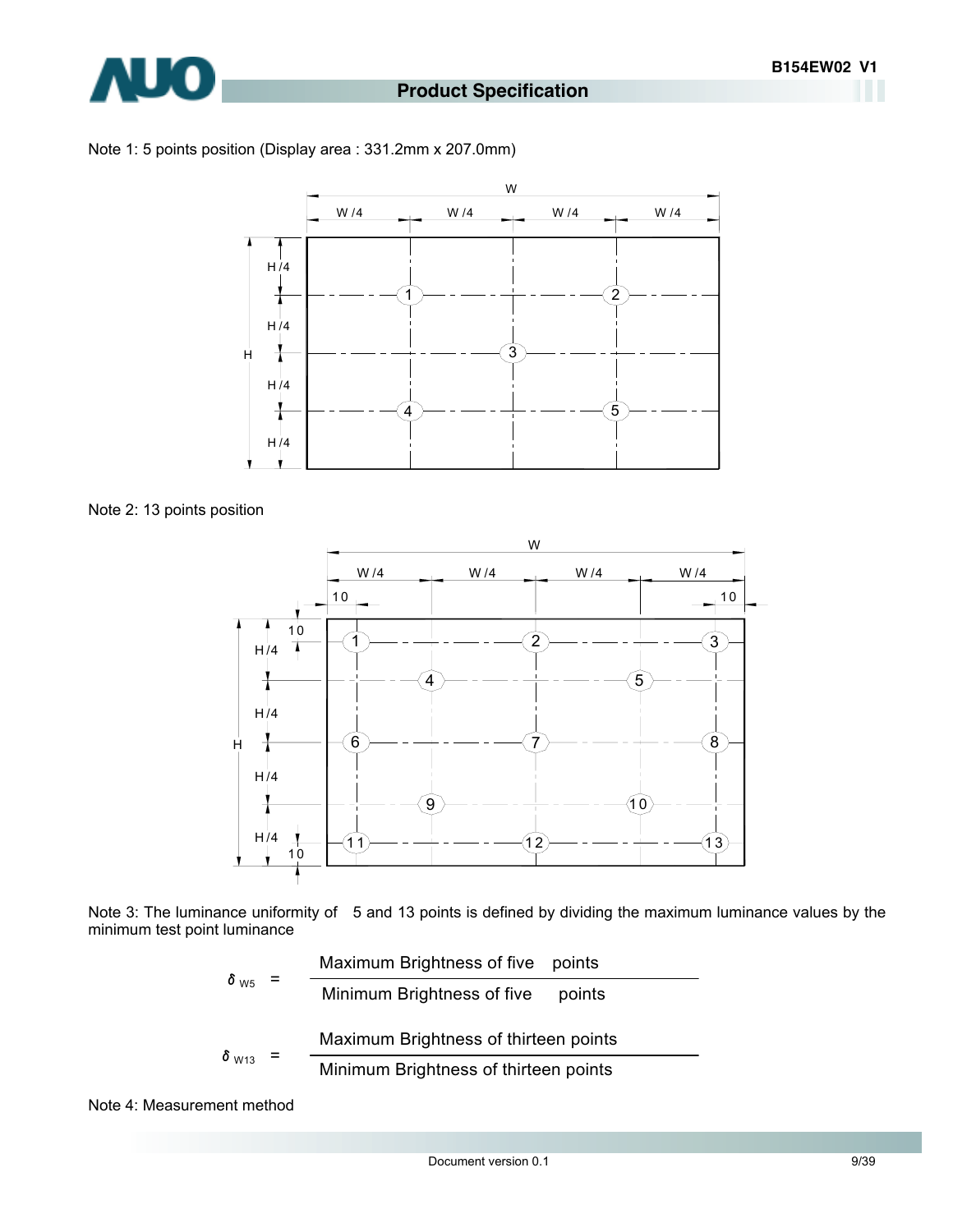Note 1: 5 points position (Display area : 331.2mm x 207.0mm)

Note 2: 13 points position

Note 3: The luminance uniformity of 5 and 13 points is defined by dividing the maximum luminance values by the minimum test point luminance

$$\delta_{W5} = \frac{\text{Maximum Brightness of five points}}{\text{Minimum Brightness of five points}}$$

$$\delta_{W13} = \frac{\text{Maximum Brightness of thirteen points}}{\text{Minimum Brightness of thirteen points}}$$

Note 4: Measurement method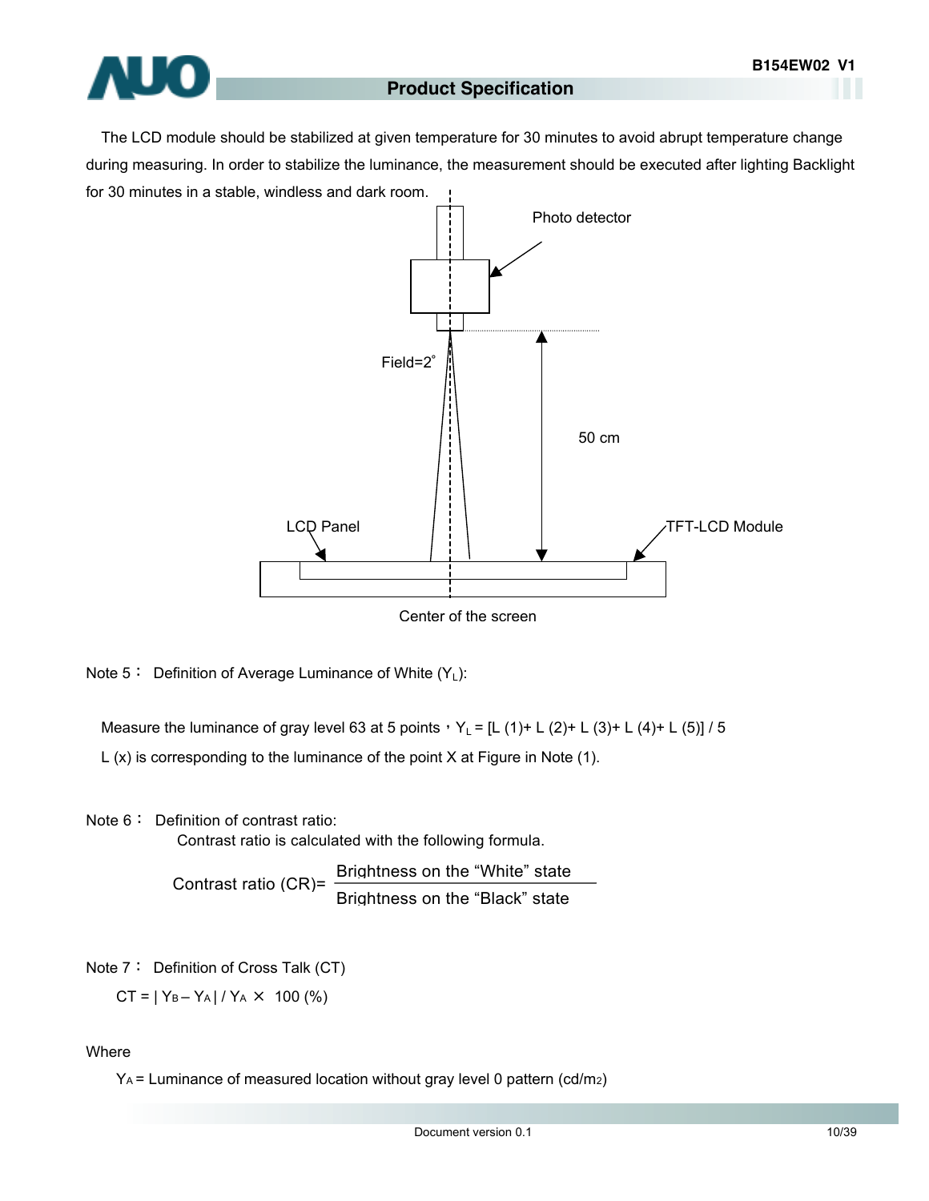The LCD module should be stabilized at given temperature for 30 minutes to avoid abrupt temperature change during measuring. In order to stabilize the luminance, the measurement should be executed after lighting Backlight for 30 minutes in a stable, windless and dark room.

Photo detector

Field=2°

50 cm

LCD Panel

TFT-LCD Module

Center of the screen

Note 5： Definition of Average Luminance of White ($Y_L$):

Measure the luminance of gray level 63 at 5 points，$Y_L$ = [L (1)+ L (2)+ L (3)+ L (4)+ L (5)] / 5

L (x) is corresponding to the luminance of the point X at Figure in Note (1).

Note 6： Definition of contrast ratio:

Contrast ratio is calculated with the following formula.

$$\text{Contrast ratio (CR)} = \frac{\text{Brightness on the "White" state}}{\text{Brightness on the "Black" state}}$$

Note 7： Definition of Cross Talk (CT)

$$CT = | Y_B - Y_A | / Y_A \times 100\ (\%)$$

Where

$Y_A$ = Luminance of measured location without gray level 0 pattern (cd/$m^2$)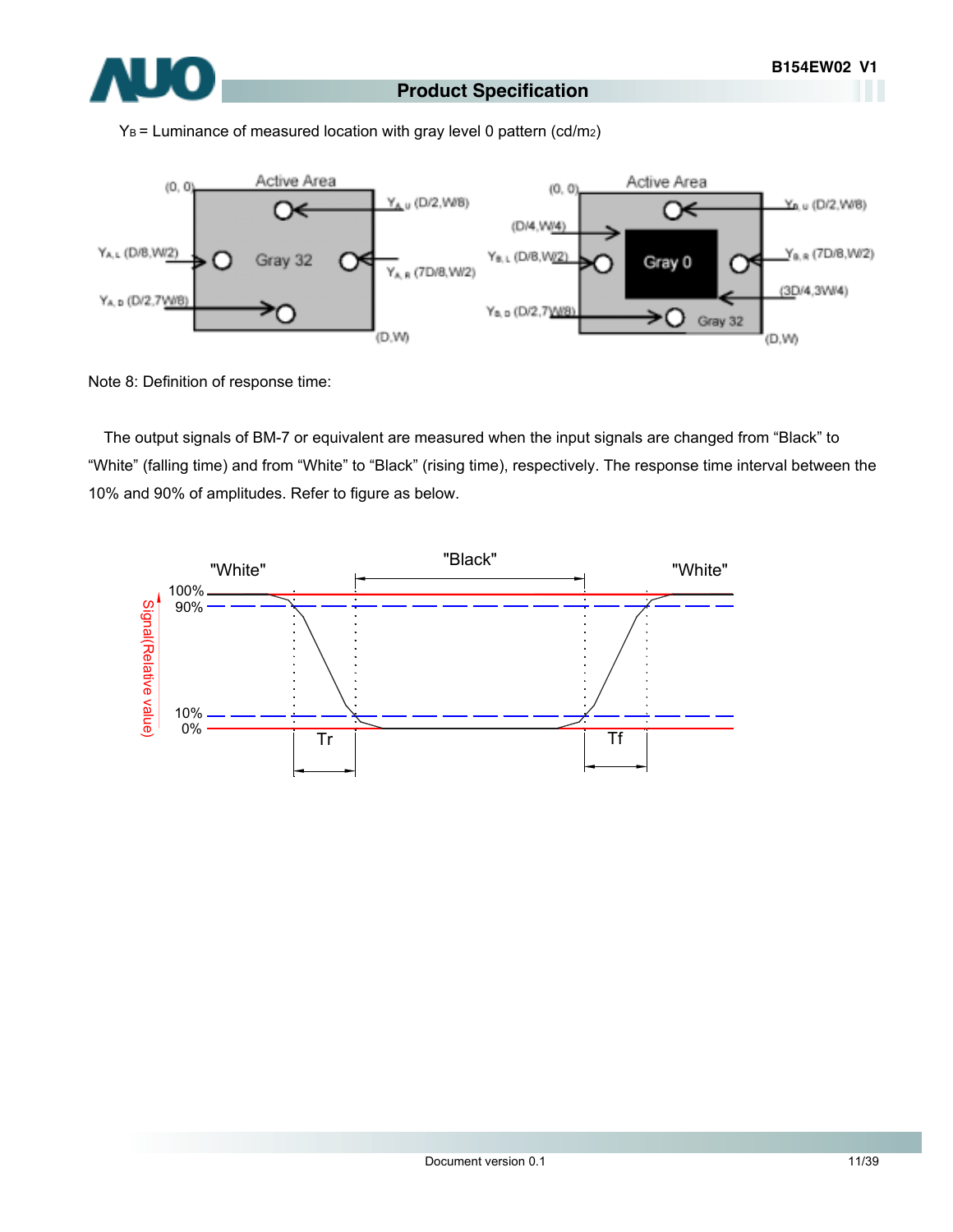$Y_B$ = Luminance of measured location with gray level 0 pattern (cd/m2)

Note 8: Definition of response time:

The output signals of BM-7 or equivalent are measured when the input signals are changed from “Black” to “White” (falling time) and from “White” to “Black” (rising time), respectively. The response time interval between the 10% and 90% of amplitudes. Refer to figure as below.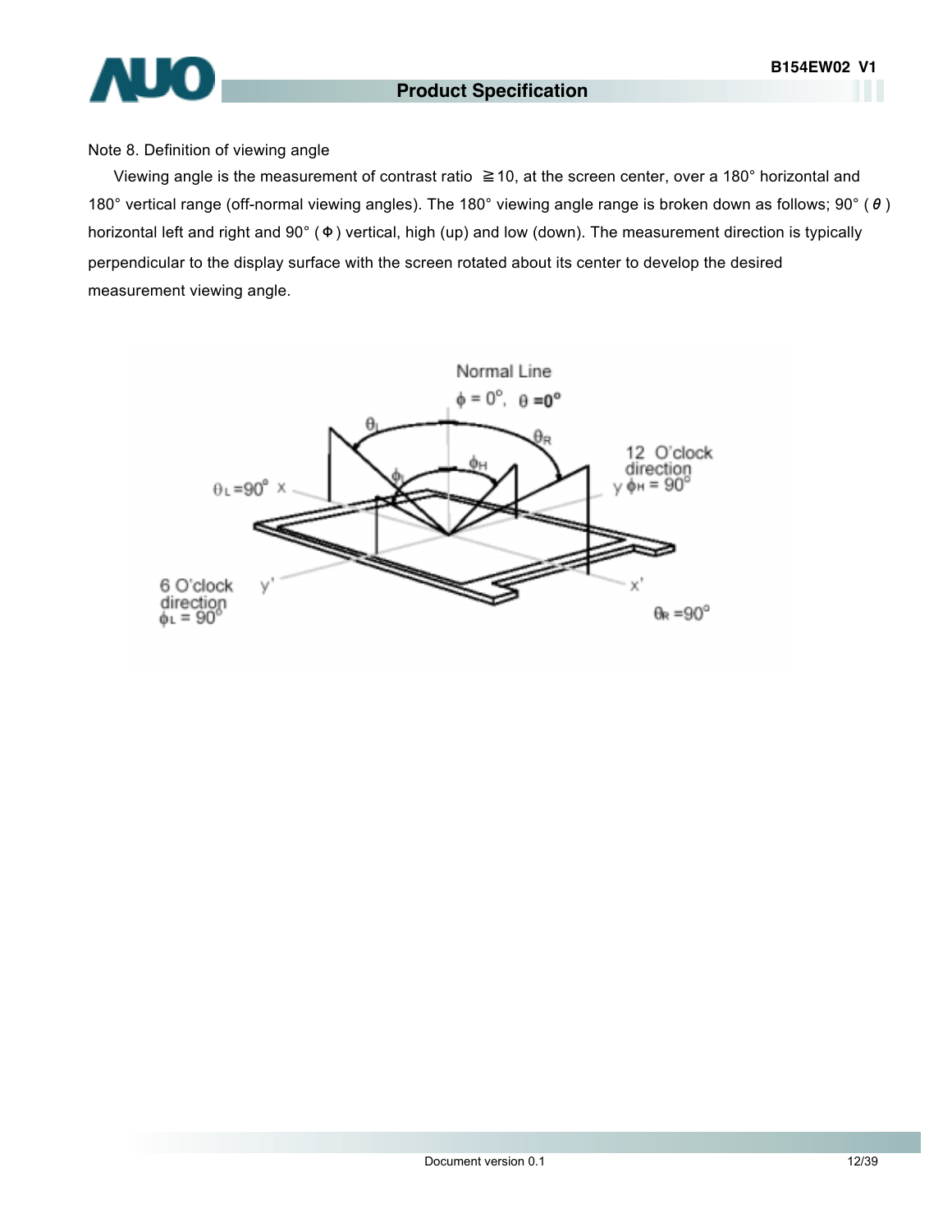Note 8. Definition of viewing angle

Viewing angle is the measurement of contrast ratio ≧10, at the screen center, over a 180° horizontal and 180° vertical range (off-normal viewing angles). The 180° viewing angle range is broken down as follows; 90° ( θ ) horizontal left and right and 90° ( Φ ) vertical, high (up) and low (down). The measurement direction is typically perpendicular to the display surface with the screen rotated about its center to develop the desired measurement viewing angle.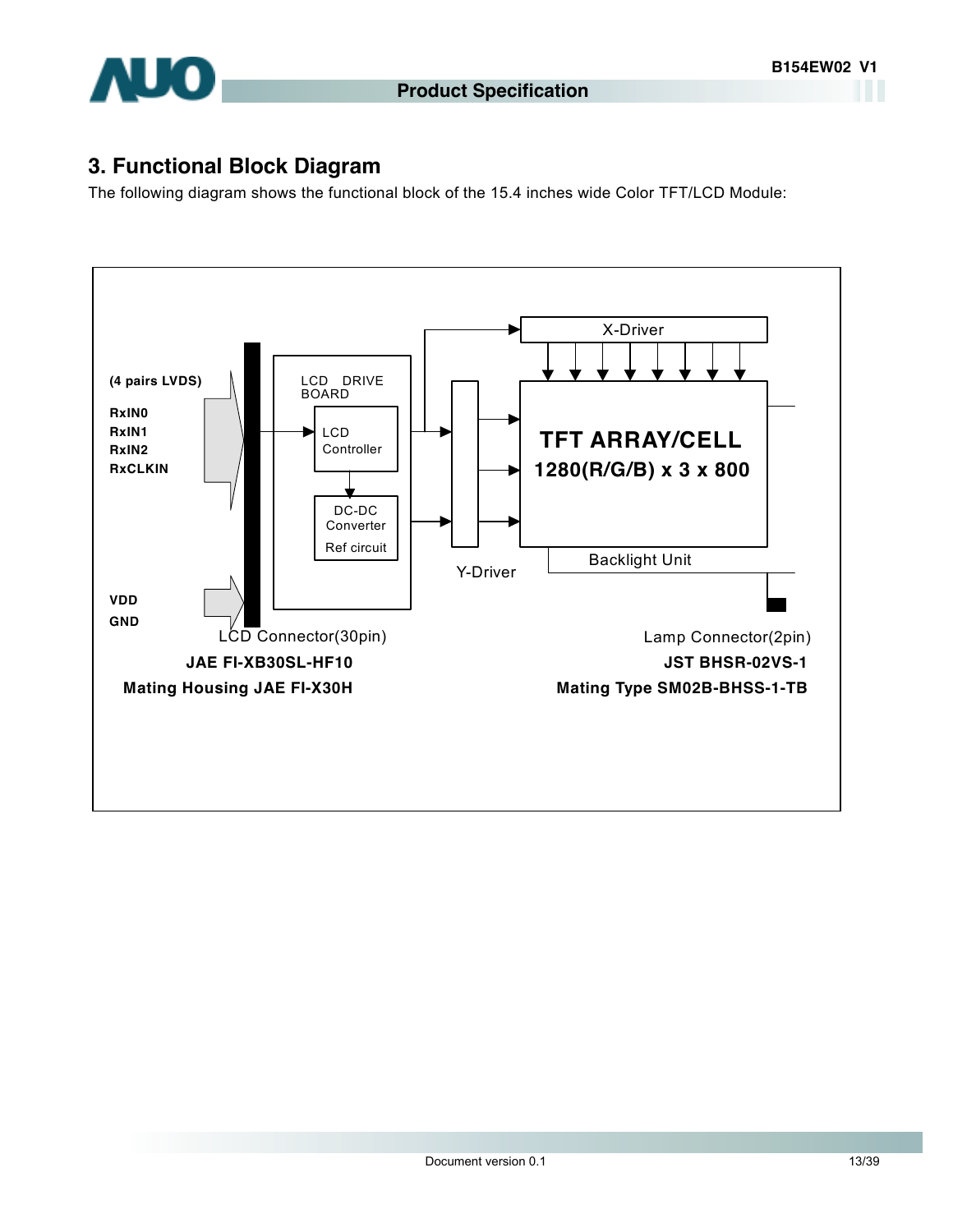## 3. Functional Block Diagram

The following diagram shows the functional block of the 15.4 inches wide Color TFT/LCD Module:

(4 pairs LVDS)

RxIN0
RxIN1
RxIN2
RxCLKIN

VDD
GND

LCD DRIVE BOARD

LCD Controller

DC-DC Converter
Ref circuit

X-Driver

Y-Driver

**TFT ARRAY/CELL**
**1280(R/G/B) x 3 x 800**

Backlight Unit

LCD Connector(30pin)
**JAE FI-XB30SL-HF10**
**Mating Housing JAE FI-X30H**

Lamp Connector(2pin)
**JST BHSR-02VS-1**
**Mating Type SM02B-BHSS-1-TB**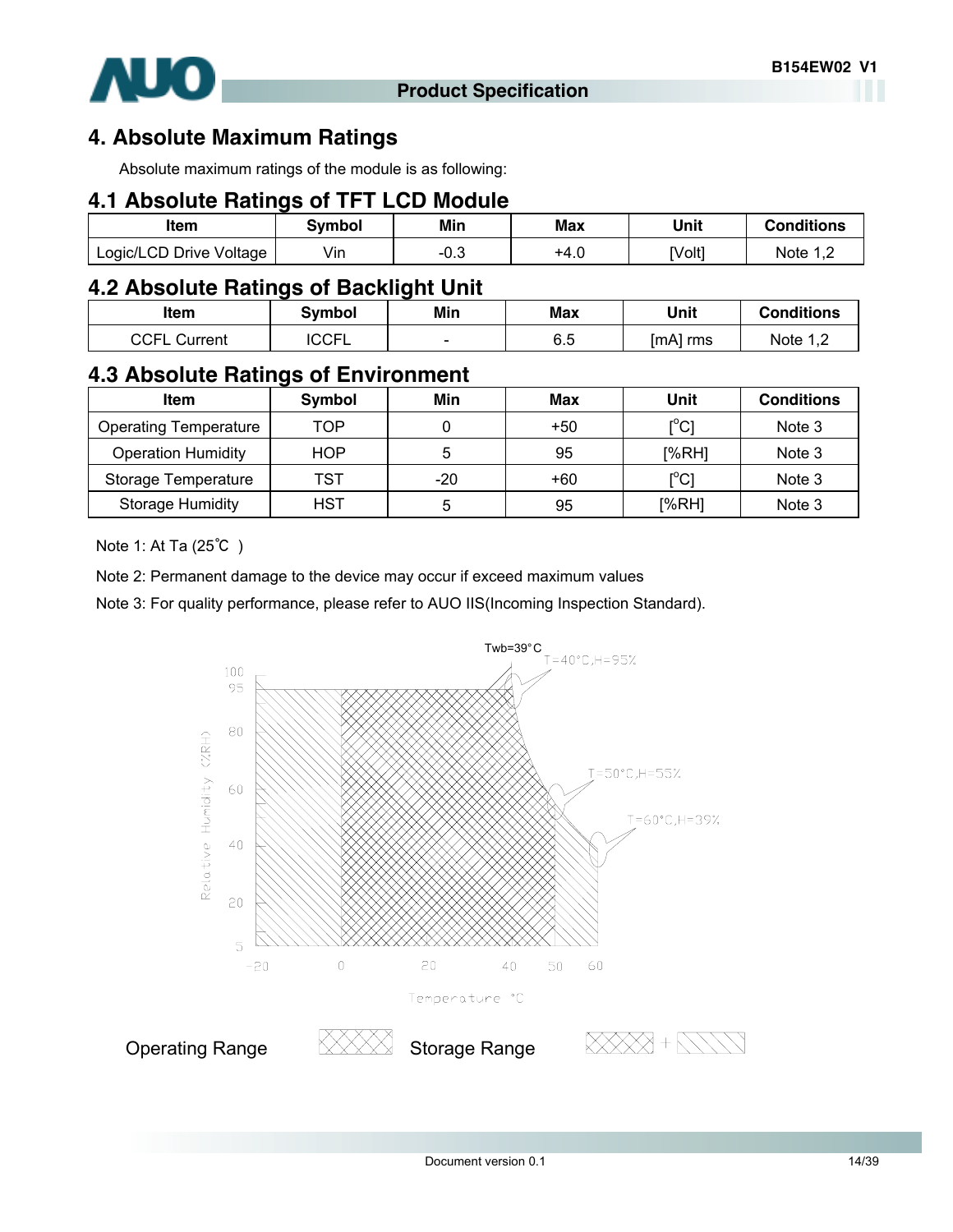# 4. Absolute Maximum Ratings

Absolute maximum ratings of the module is as following:

## 4.1 Absolute Ratings of TFT LCD Module

| Item | Symbol | Min | Max | Unit | Conditions |
|---|---|---|---|---|---|
| Logic/LCD Drive Voltage | Vin | -0.3 | +4.0 | [Volt] | Note 1,2 |

## 4.2 Absolute Ratings of Backlight Unit

| Item | Symbol | Min | Max | Unit | Conditions |
|---|---|---|---|---|---|
| CCFL Current | ICCFL | - | 6.5 | [mA] rms | Note 1,2 |

## 4.3 Absolute Ratings of Environment

| Item | Symbol | Min | Max | Unit | Conditions |
|---|---|---|---|---|---|
| Operating Temperature | TOP | 0 | +50 | [°C] | Note 3 |
| Operation Humidity | HOP | 5 | 95 | [%RH] | Note 3 |
| Storage Temperature | TST | -20 | +60 | [°C] | Note 3 |
| Storage Humidity | HST | 5 | 95 | [%RH] | Note 3 |

Note 1: At Ta (25℃ )

Note 2: Permanent damage to the device may occur if exceed maximum values

Note 3: For quality performance, please refer to AUO IIS(Incoming Inspection Standard).

Twb=39°C

T=40°C,H=95%

T=50°C,H=55%

T=60°C,H=39%

Relative Humidity (%RH)

Temperature °C

Operating Range

Storage Range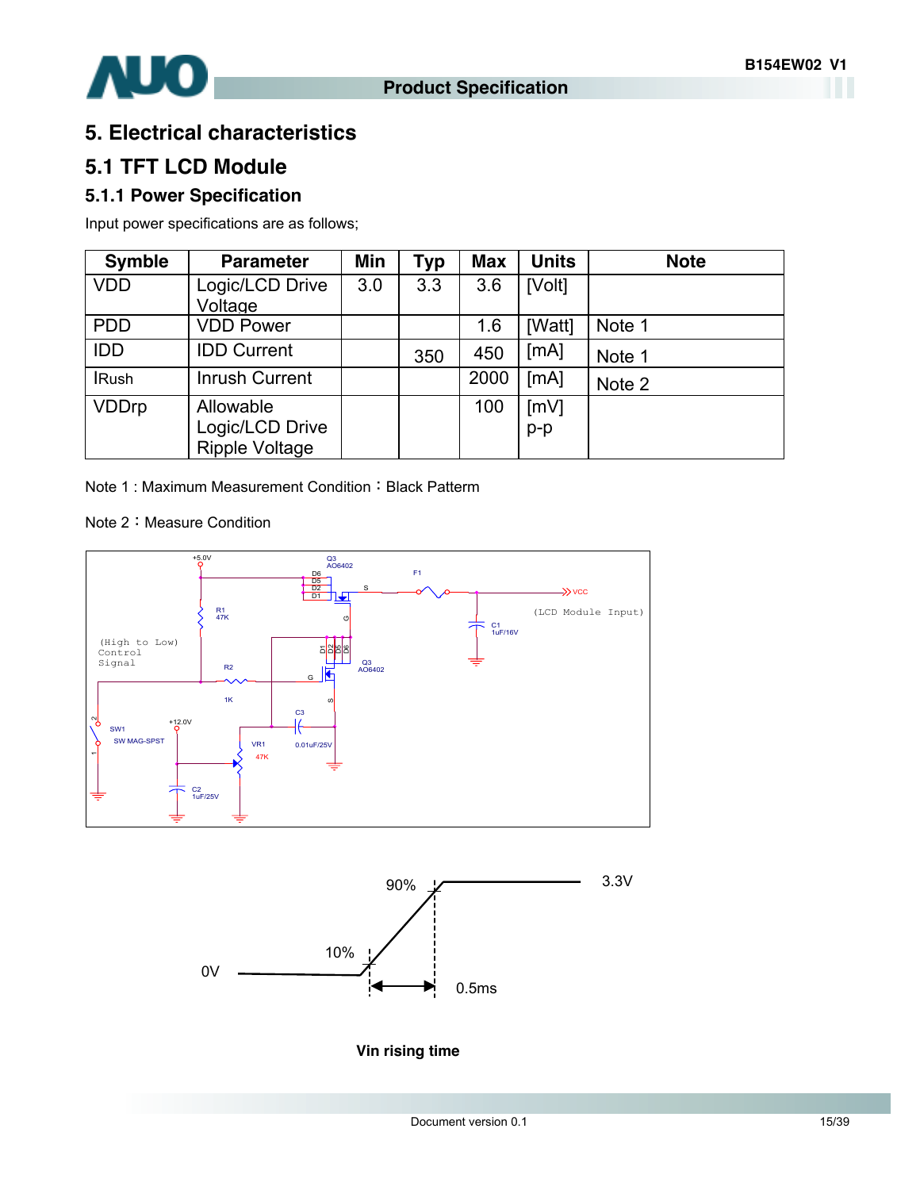# 5. Electrical characteristics

## 5.1 TFT LCD Module

### 5.1.1 Power Specification

Input power specifications are as follows;

| Symble | Parameter | Min | Typ | Max | Units | Note |
|---|---|---|---|---|---|---|
| VDD | Logic/LCD Drive Voltage | 3.0 | 3.3 | 3.6 | [Volt] | |
| PDD | VDD Power | | | 1.6 | [Watt] | Note 1 |
| IDD | IDD Current | | 350 | 450 | [mA] | Note 1 |
| IRush | Inrush Current | | | 2000 | [mA] | Note 2 |
| VDDrp | Allowable Logic/LCD Drive Ripple Voltage | | | 100 | [mV] p-p | |

Note 1 : Maximum Measurement Condition：Black Patterm

Note 2：Measure Condition

Vin rising time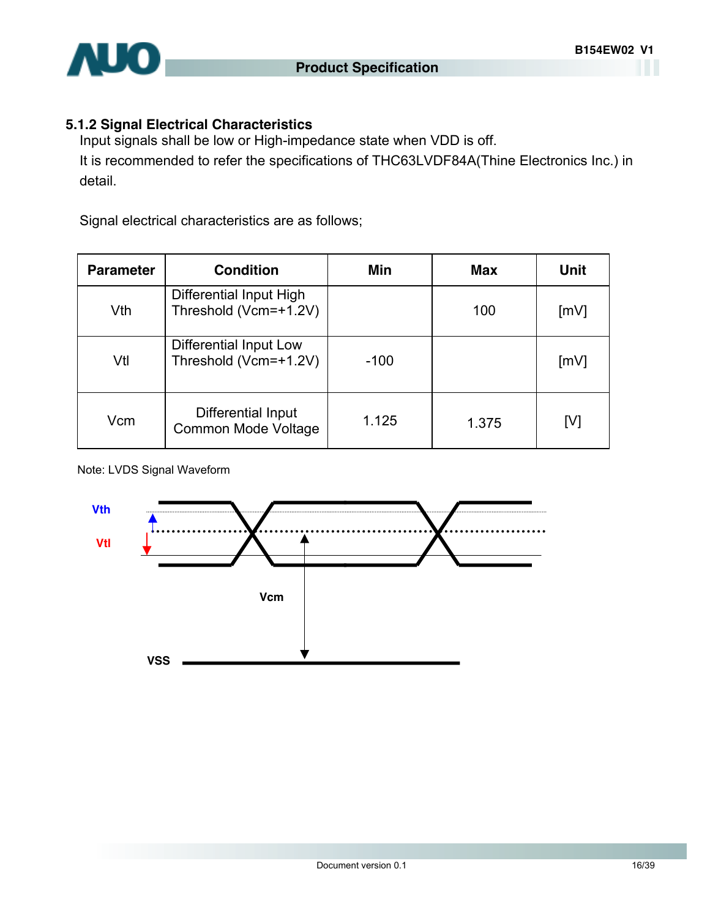### 5.1.2 Signal Electrical Characteristics

Input signals shall be low or High-impedance state when VDD is off.

It is recommended to refer the specifications of THC63LVDF84A(Thine Electronics Inc.) in detail.

Signal electrical characteristics are as follows;

| Parameter | Condition | Min | Max | Unit |
|---|---|---|---|---|
| Vth | Differential Input High Threshold (Vcm=+1.2V) | | 100 | [mV] |
| Vtl | Differential Input Low Threshold (Vcm=+1.2V) | -100 | | [mV] |
| Vcm | Differential Input Common Mode Voltage | 1.125 | 1.375 | [V] |

Note: LVDS Signal Waveform

Vth

Vtl

Vcm

VSS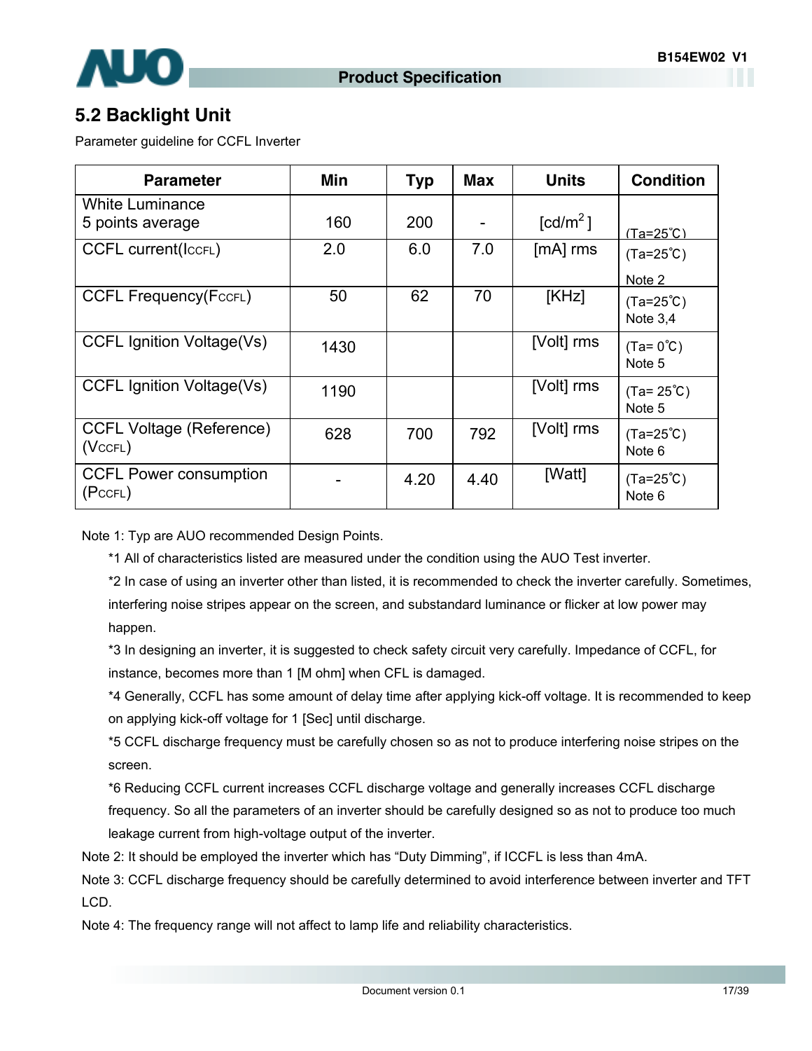## 5.2 Backlight Unit

Parameter guideline for CCFL Inverter

| Parameter | Min | Typ | Max | Units | Condition |
|---|---|---|---|---|---|
| White Luminance 5 points average | 160 | 200 | - | [cd/m$^2$ ] | (Ta=25℃) |
| CCFL current($I_{CCFL}$) | 2.0 | 6.0 | 7.0 | [mA] rms | (Ta=25℃) Note 2 |
| CCFL Frequency($F_{CCFL}$) | 50 | 62 | 70 | [KHz] | (Ta=25℃) Note 3,4 |
| CCFL Ignition Voltage(Vs) | 1430 | | | [Volt] rms | (Ta= 0℃) Note 5 |
| CCFL Ignition Voltage(Vs) | 1190 | | | [Volt] rms | (Ta= 25℃) Note 5 |
| CCFL Voltage (Reference) ($V_{CCFL}$) | 628 | 700 | 792 | [Volt] rms | (Ta=25℃) Note 6 |
| CCFL Power consumption ($P_{CCFL}$) | - | 4.20 | 4.40 | [Watt] | (Ta=25℃) Note 6 |

Note 1: Typ are AUO recommended Design Points.

*1 All of characteristics listed are measured under the condition using the AUO Test inverter.

*2 In case of using an inverter other than listed, it is recommended to check the inverter carefully. Sometimes, interfering noise stripes appear on the screen, and substandard luminance or flicker at low power may happen.

*3 In designing an inverter, it is suggested to check safety circuit very carefully. Impedance of CCFL, for instance, becomes more than 1 [M ohm] when CFL is damaged.

*4 Generally, CCFL has some amount of delay time after applying kick-off voltage. It is recommended to keep on applying kick-off voltage for 1 [Sec] until discharge.

*5 CCFL discharge frequency must be carefully chosen so as not to produce interfering noise stripes on the screen.

*6 Reducing CCFL current increases CCFL discharge voltage and generally increases CCFL discharge frequency. So all the parameters of an inverter should be carefully designed so as not to produce too much leakage current from high-voltage output of the inverter.

Note 2: It should be employed the inverter which has "Duty Dimming", if ICCFL is less than 4mA.

Note 3: CCFL discharge frequency should be carefully determined to avoid interference between inverter and TFT LCD.

Note 4: The frequency range will not affect to lamp life and reliability characteristics.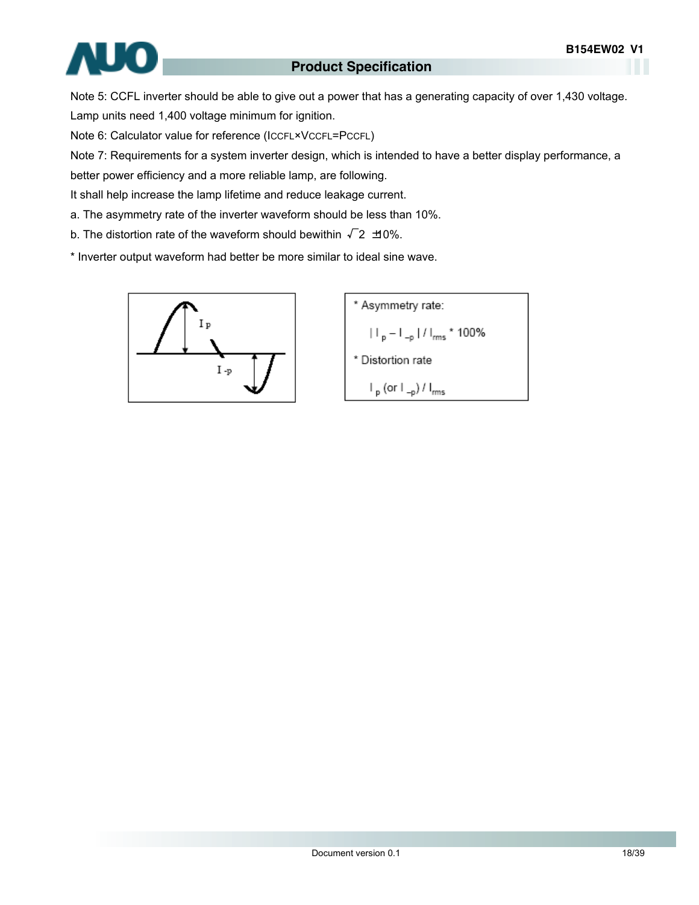Note 5: CCFL inverter should be able to give out a power that has a generating capacity of over 1,430 voltage. Lamp units need 1,400 voltage minimum for ignition.

Note 6: Calculator value for reference ($I_{CCFL} \times V_{CCFL} = P_{CCFL}$)

Note 7: Requirements for a system inverter design, which is intended to have a better display performance, a better power efficiency and a more reliable lamp, are following.

It shall help increase the lamp lifetime and reduce leakage current.

a. The asymmetry rate of the inverter waveform should be less than 10%.

b. The distortion rate of the waveform should bewithin $\sqrt{2}$ ±10%.

* Inverter output waveform had better be more similar to ideal sine wave.

* Asymmetry rate:

$| I_p - I_{-p} | / I_{rms} * 100\%$

* Distortion rate

$I_p$ (or $I_{-p}$) / $I_{rms}$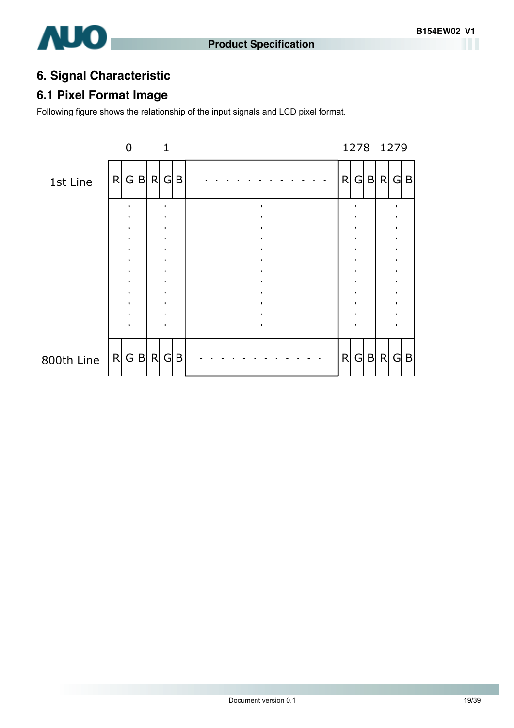# 6. Signal Characteristic

## 6.1 Pixel Format Image

Following figure shows the relationship of the input signals and LCD pixel format.

| | 0 | | | 1 | | | | 1278 | | | 1279 | | |
|---|---|---|---|---|---|---|---|---|---|---|---|---|---|
| 1st Line | R | G | B | R | G | B | - - - - - - - - - - - - | R | G | B | R | G | B |
| | : | | | : | | | : | : | | | : | | |
| 800th Line | R | G | B | R | G | B | - - - - - - - - - - - - | R | G | B | R | G | B |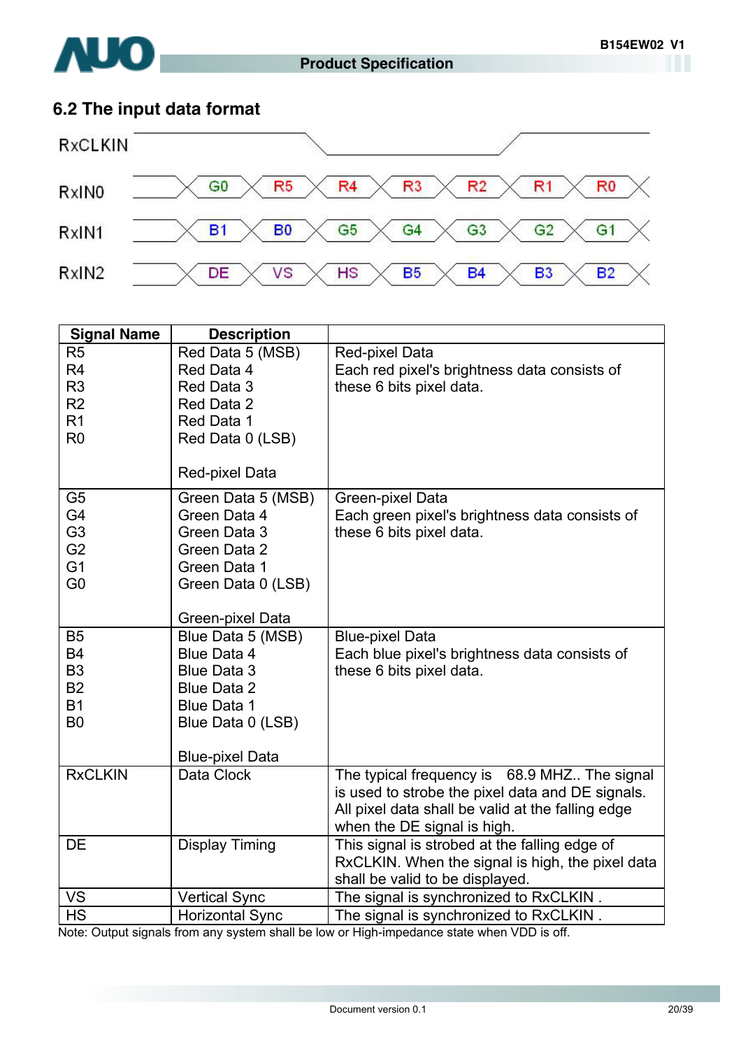## 6.2 The input data format

RxCLKIN

RxIN0: G0 | R5 | R4 | R3 | R2 | R1 | R0

RxIN1: B1 | B0 | G5 | G4 | G3 | G2 | G1

RxIN2: DE | VS | HS | B5 | B4 | B3 | B2

| Signal Name | Description | |
|---|---|---|
| R5<br>R4<br>R3<br>R2<br>R1<br>R0 | Red Data 5 (MSB)<br>Red Data 4<br>Red Data 3<br>Red Data 2<br>Red Data 1<br>Red Data 0 (LSB)<br><br>Red-pixel Data | Red-pixel Data<br>Each red pixel's brightness data consists of these 6 bits pixel data. |
| G5<br>G4<br>G3<br>G2<br>G1<br>G0 | Green Data 5 (MSB)<br>Green Data 4<br>Green Data 3<br>Green Data 2<br>Green Data 1<br>Green Data 0 (LSB)<br><br>Green-pixel Data | Green-pixel Data<br>Each green pixel's brightness data consists of these 6 bits pixel data. |
| B5<br>B4<br>B3<br>B2<br>B1<br>B0 | Blue Data 5 (MSB)<br>Blue Data 4<br>Blue Data 3<br>Blue Data 2<br>Blue Data 1<br>Blue Data 0 (LSB)<br><br>Blue-pixel Data | Blue-pixel Data<br>Each blue pixel's brightness data consists of these 6 bits pixel data. |
| RxCLKIN | Data Clock | The typical frequency is 68.9 MHZ.. The signal is used to strobe the pixel data and DE signals. All pixel data shall be valid at the falling edge when the DE signal is high. |
| DE | Display Timing | This signal is strobed at the falling edge of RxCLKIN. When the signal is high, the pixel data shall be valid to be displayed. |
| VS | Vertical Sync | The signal is synchronized to RxCLKIN . |
| HS | Horizontal Sync | The signal is synchronized to RxCLKIN . |

Note: Output signals from any system shall be low or High-impedance state when VDD is off.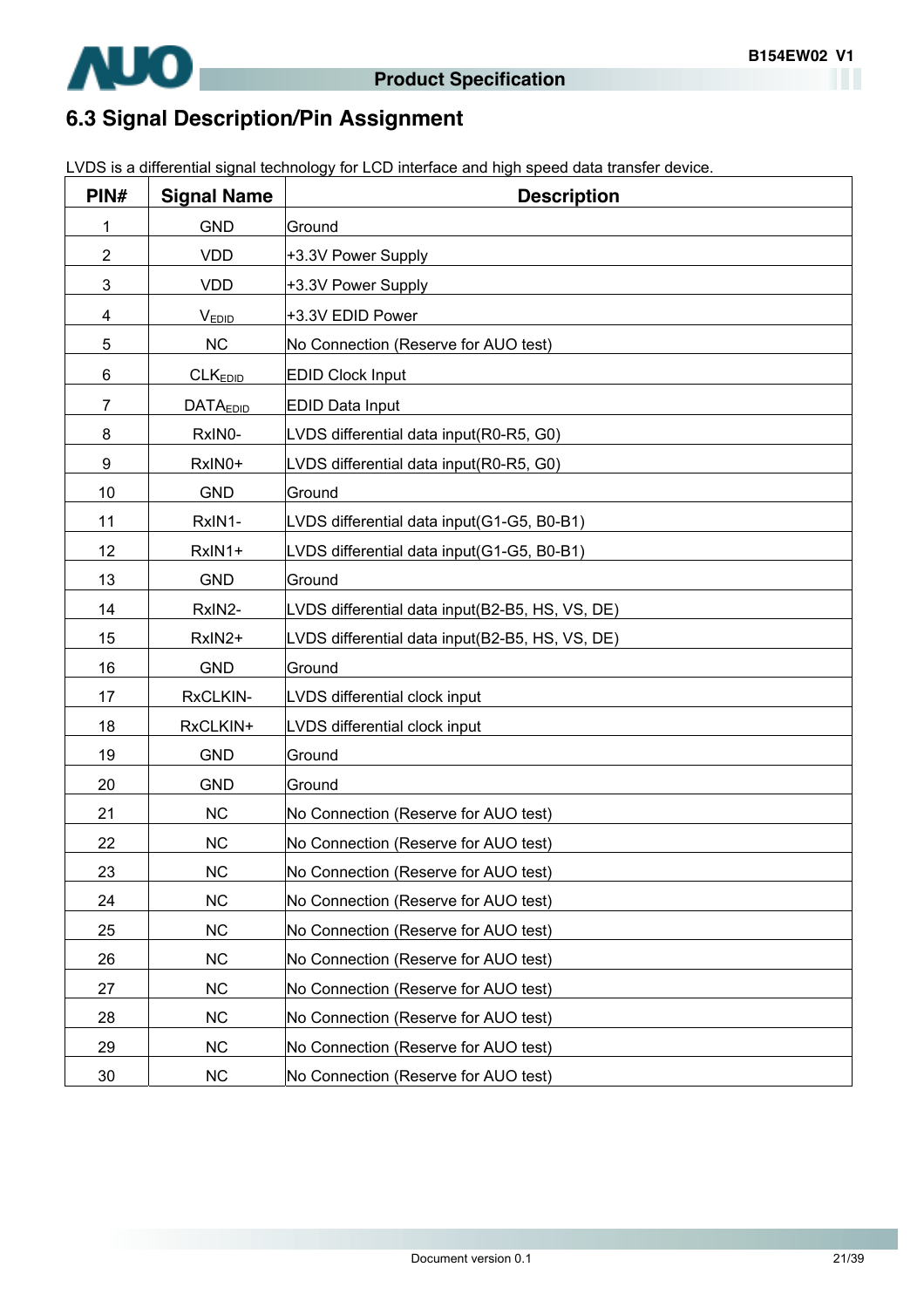## 6.3 Signal Description/Pin Assignment

LVDS is a differential signal technology for LCD interface and high speed data transfer device.

| PIN# | Signal Name | Description |
|---|---|---|
| 1 | GND | Ground |
| 2 | VDD | +3.3V Power Supply |
| 3 | VDD | +3.3V Power Supply |
| 4 | $V_{EDID}$ | +3.3V EDID Power |
| 5 | NC | No Connection (Reserve for AUO test) |
| 6 | $CLK_{EDID}$ | EDID Clock Input |
| 7 | $DATA_{EDID}$ | EDID Data Input |
| 8 | RxIN0- | LVDS differential data input(R0-R5, G0) |
| 9 | RxIN0+ | LVDS differential data input(R0-R5, G0) |
| 10 | GND | Ground |
| 11 | RxIN1- | LVDS differential data input(G1-G5, B0-B1) |
| 12 | RxIN1+ | LVDS differential data input(G1-G5, B0-B1) |
| 13 | GND | Ground |
| 14 | RxIN2- | LVDS differential data input(B2-B5, HS, VS, DE) |
| 15 | RxIN2+ | LVDS differential data input(B2-B5, HS, VS, DE) |
| 16 | GND | Ground |
| 17 | RxCLKIN- | LVDS differential clock input |
| 18 | RxCLKIN+ | LVDS differential clock input |
| 19 | GND | Ground |
| 20 | GND | Ground |
| 21 | NC | No Connection (Reserve for AUO test) |
| 22 | NC | No Connection (Reserve for AUO test) |
| 23 | NC | No Connection (Reserve for AUO test) |
| 24 | NC | No Connection (Reserve for AUO test) |
| 25 | NC | No Connection (Reserve for AUO test) |
| 26 | NC | No Connection (Reserve for AUO test) |
| 27 | NC | No Connection (Reserve for AUO test) |
| 28 | NC | No Connection (Reserve for AUO test) |
| 29 | NC | No Connection (Reserve for AUO test) |
| 30 | NC | No Connection (Reserve for AUO test) |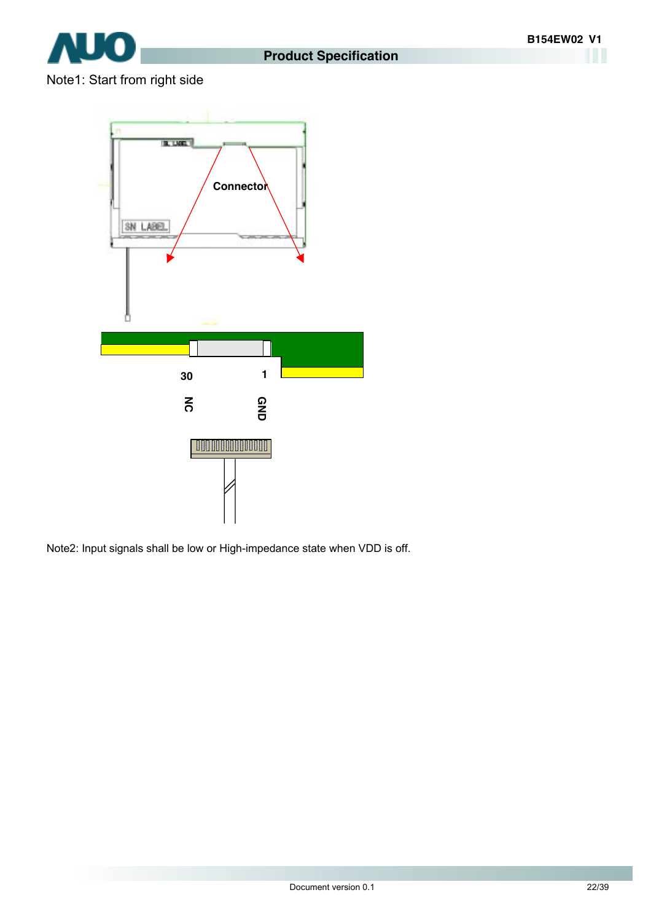Note1: Start from right side

Connector

30 1

NC GND

Note2: Input signals shall be low or High-impedance state when VDD is off.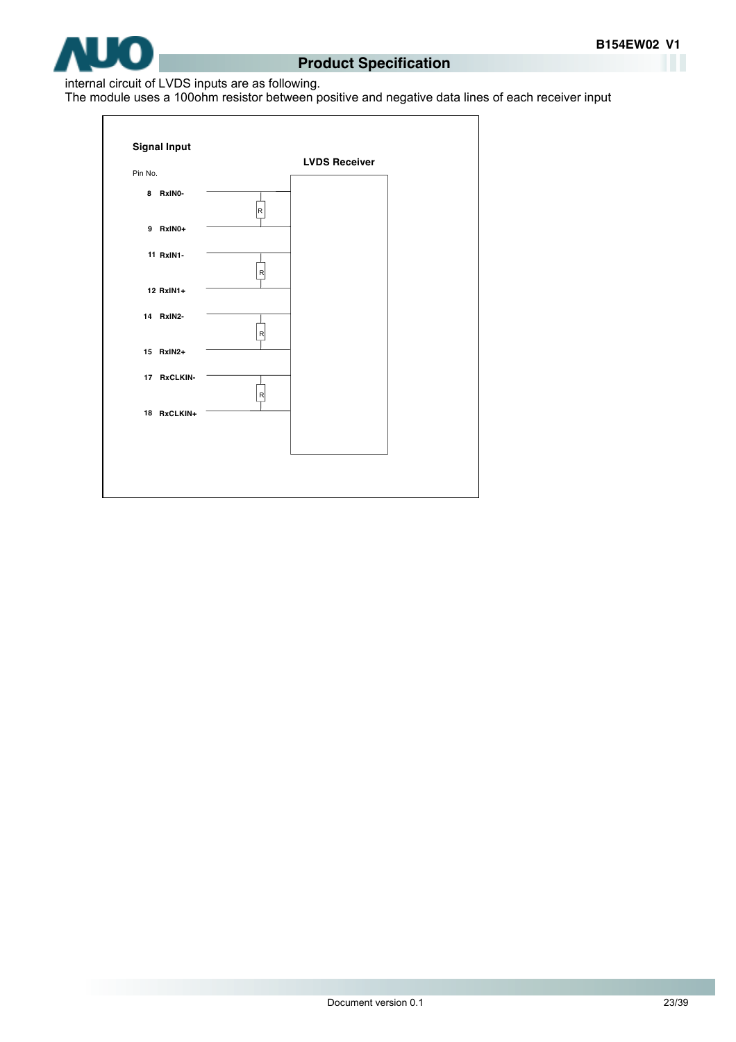internal circuit of LVDS inputs are as following.

The module uses a 100ohm resistor between positive and negative data lines of each receiver input

**Signal Input**

**LVDS Receiver**

Pin No.

8 RxIN0-

9 RxIN0+

11 RxIN1-

12 RxIN1+

14 RxIN2-

15 RxIN2+

17 RxCLKIN-

18 RxCLKIN+

R

R

R

R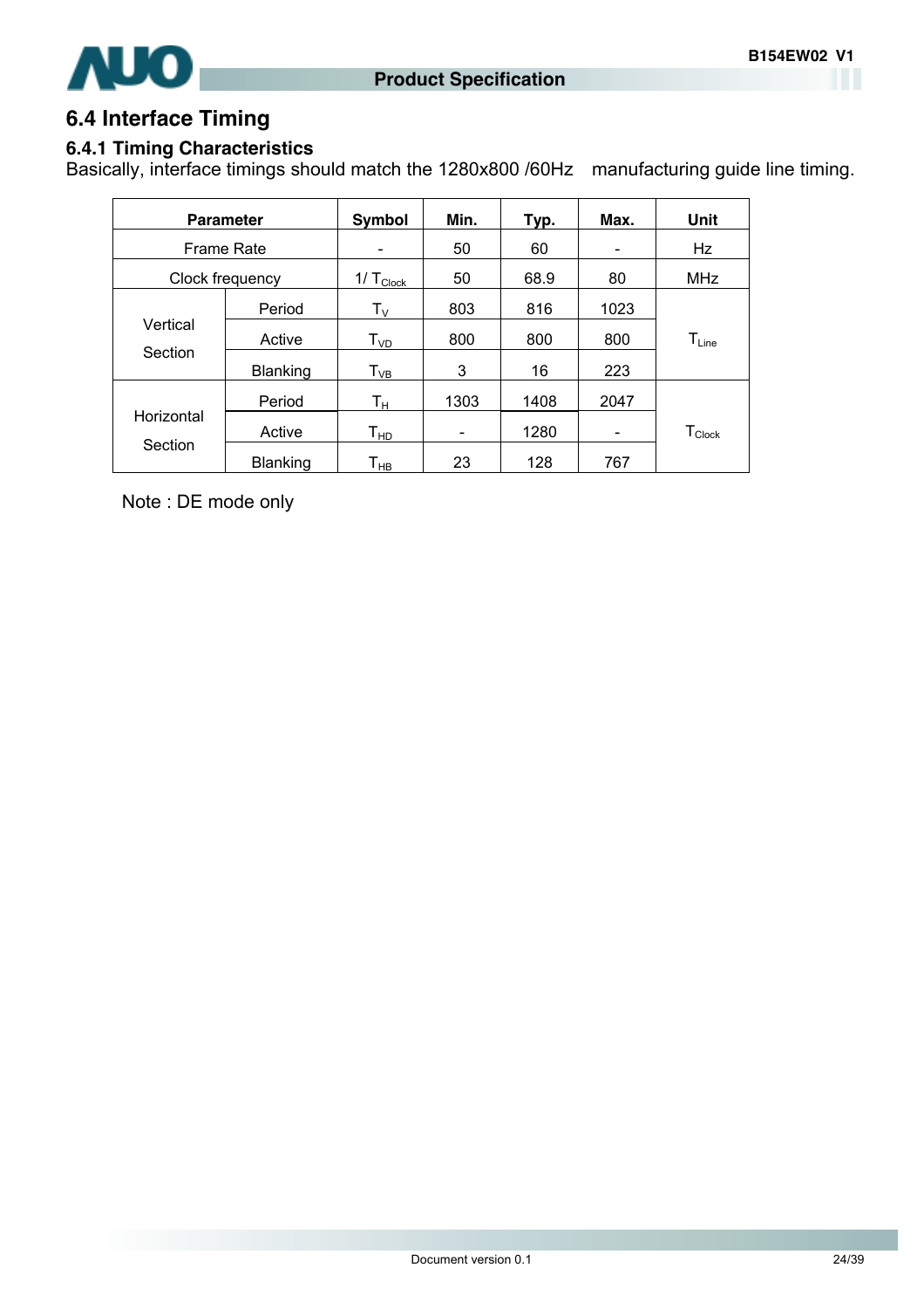## 6.4 Interface Timing

### 6.4.1 Timing Characteristics

Basically, interface timings should match the 1280x800 /60Hz manufacturing guide line timing.

| Parameter | | Symbol | Min. | Typ. | Max. | Unit |
|---|---|---|---|---|---|---|
| Frame Rate | | - | 50 | 60 | - | Hz |
| Clock frequency | | $1/T_{Clock}$ | 50 | 68.9 | 80 | MHz |
| Vertical Section | Period | $T_V$ | 803 | 816 | 1023 | $T_{Line}$ |
| | Active | $T_{VD}$ | 800 | 800 | 800 | |
| | Blanking | $T_{VB}$ | 3 | 16 | 223 | |
| Horizontal Section | Period | $T_H$ | 1303 | 1408 | 2047 | $T_{Clock}$ |
| | Active | $T_{HD}$ | - | 1280 | - | |
| | Blanking | $T_{HB}$ | 23 | 128 | 767 | |

Note : DE mode only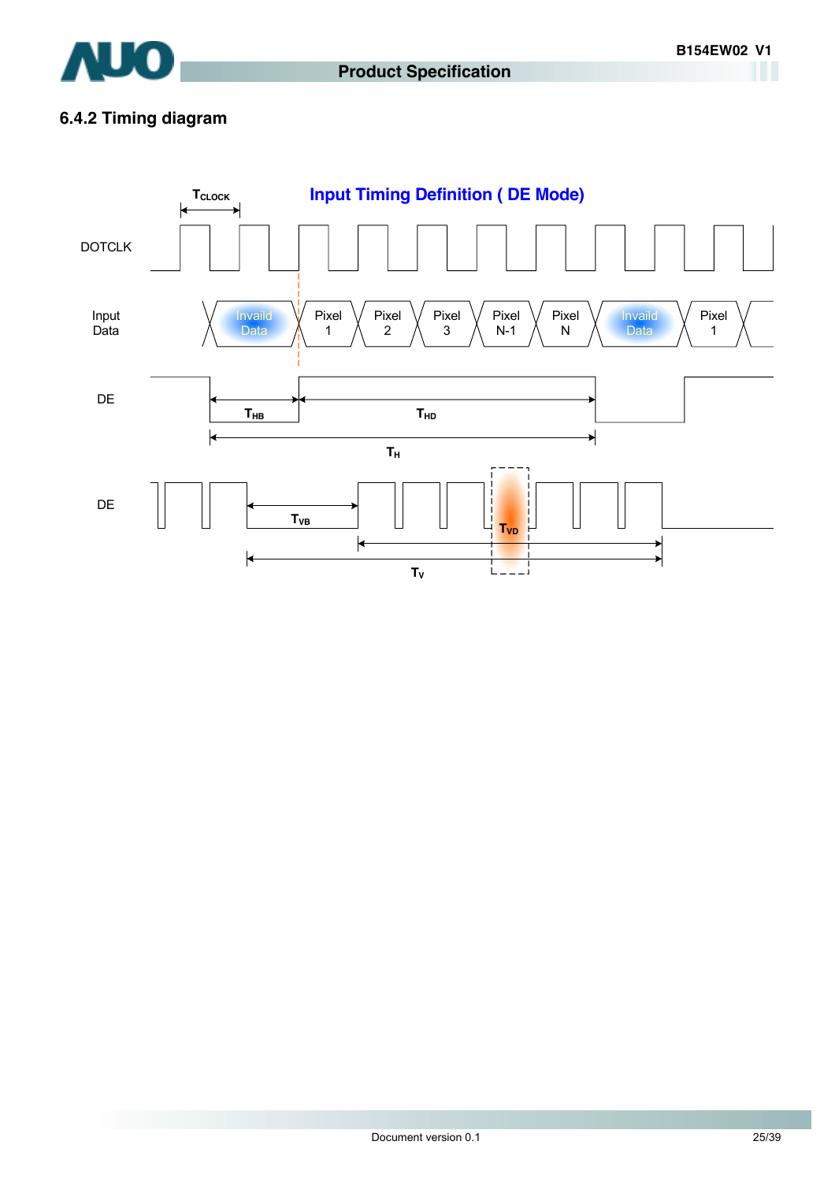### 6.4.2 Timing diagram

**Input Timing Definition ( DE Mode)**

$T_{CLOCK}$

DOTCLK

Input Data: Invaild Data | Pixel 1 | Pixel 2 | Pixel 3 | Pixel N-1 | Pixel N | Invaild Data | Pixel 1

DE: $T_{HB}$, $T_{HD}$, $T_H$

DE: $T_{VB}$, $T_{VD}$, $T_V$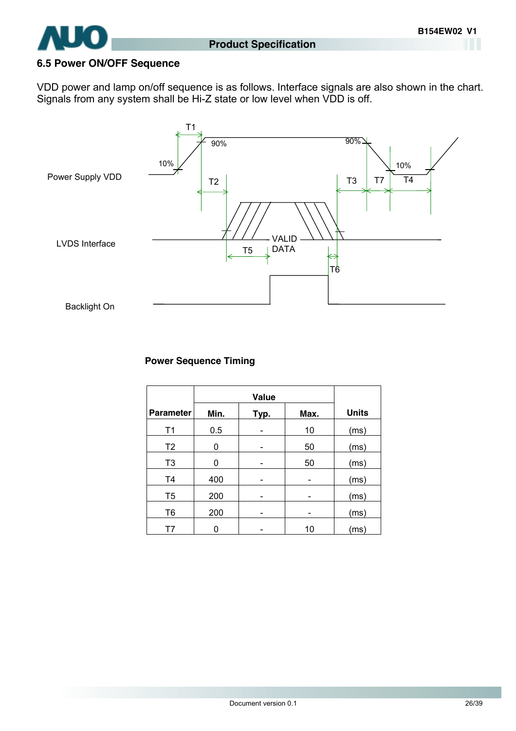## 6.5 Power ON/OFF Sequence

VDD power and lamp on/off sequence is as follows. Interface signals are also shown in the chart. Signals from any system shall be Hi-Z state or low level when VDD is off.

Power Supply VDD

LVDS Interface

Backlight On

T1 T2 T3 T4 T5 T6 T7 10% 90% 90% 10% VALID DATA

**Power Sequence Timing**

| Parameter | Value | | | Units |
|---|---|---|---|---|
| | Min. | Typ. | Max. | |
| T1 | 0.5 | - | 10 | (ms) |
| T2 | 0 | - | 50 | (ms) |
| T3 | 0 | - | 50 | (ms) |
| T4 | 400 | - | - | (ms) |
| T5 | 200 | - | - | (ms) |
| T6 | 200 | - | - | (ms) |
| T7 | 0 | - | 10 | (ms) |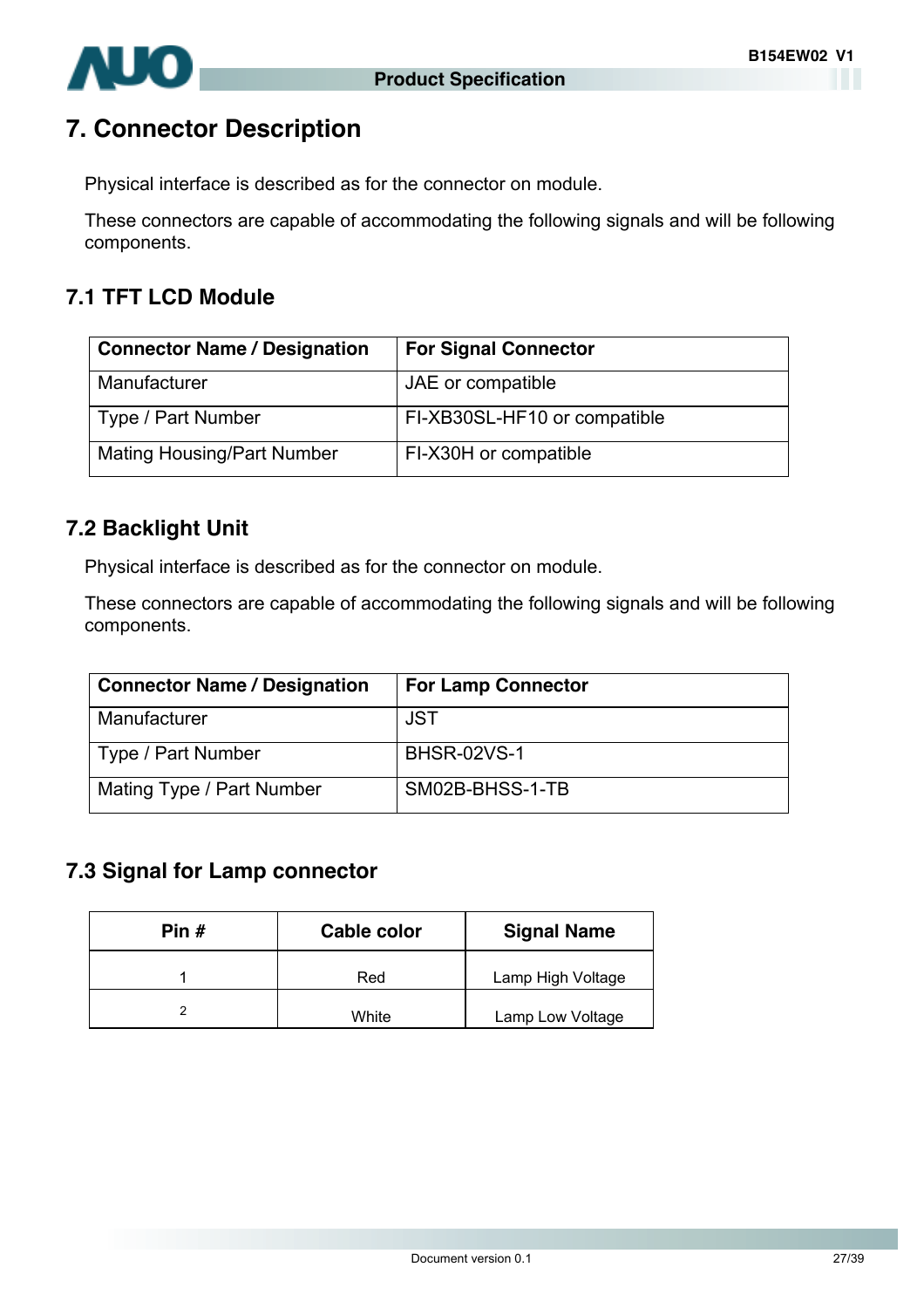# 7. Connector Description

Physical interface is described as for the connector on module.

These connectors are capable of accommodating the following signals and will be following components.

## 7.1 TFT LCD Module

| Connector Name / Designation | For Signal Connector |
|---|---|
| Manufacturer | JAE or compatible |
| Type / Part Number | FI-XB30SL-HF10 or compatible |
| Mating Housing/Part Number | FI-X30H or compatible |

## 7.2 Backlight Unit

Physical interface is described as for the connector on module.

These connectors are capable of accommodating the following signals and will be following components.

| Connector Name / Designation | For Lamp Connector |
|---|---|
| Manufacturer | JST |
| Type / Part Number | BHSR-02VS-1 |
| Mating Type / Part Number | SM02B-BHSS-1-TB |

## 7.3 Signal for Lamp connector

| Pin # | Cable color | Signal Name |
|---|---|---|
| 1 | Red | Lamp High Voltage |
| 2 | White | Lamp Low Voltage |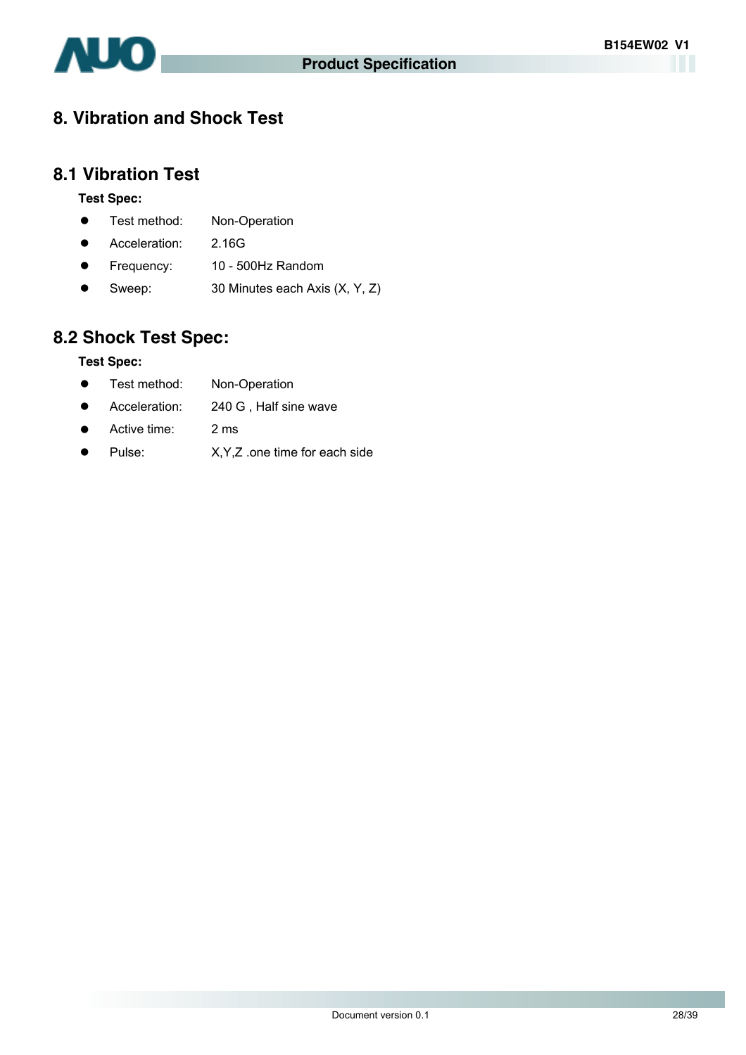# 8. Vibration and Shock Test

## 8.1 Vibration Test

**Test Spec:**

- Test method: Non-Operation
- Acceleration: 2.16G
- Frequency: 10 - 500Hz Random
- Sweep: 30 Minutes each Axis (X, Y, Z)

## 8.2 Shock Test Spec:

**Test Spec:**

- Test method: Non-Operation
- Acceleration: 240 G , Half sine wave
- Active time: 2 ms
- Pulse: X,Y,Z .one time for each side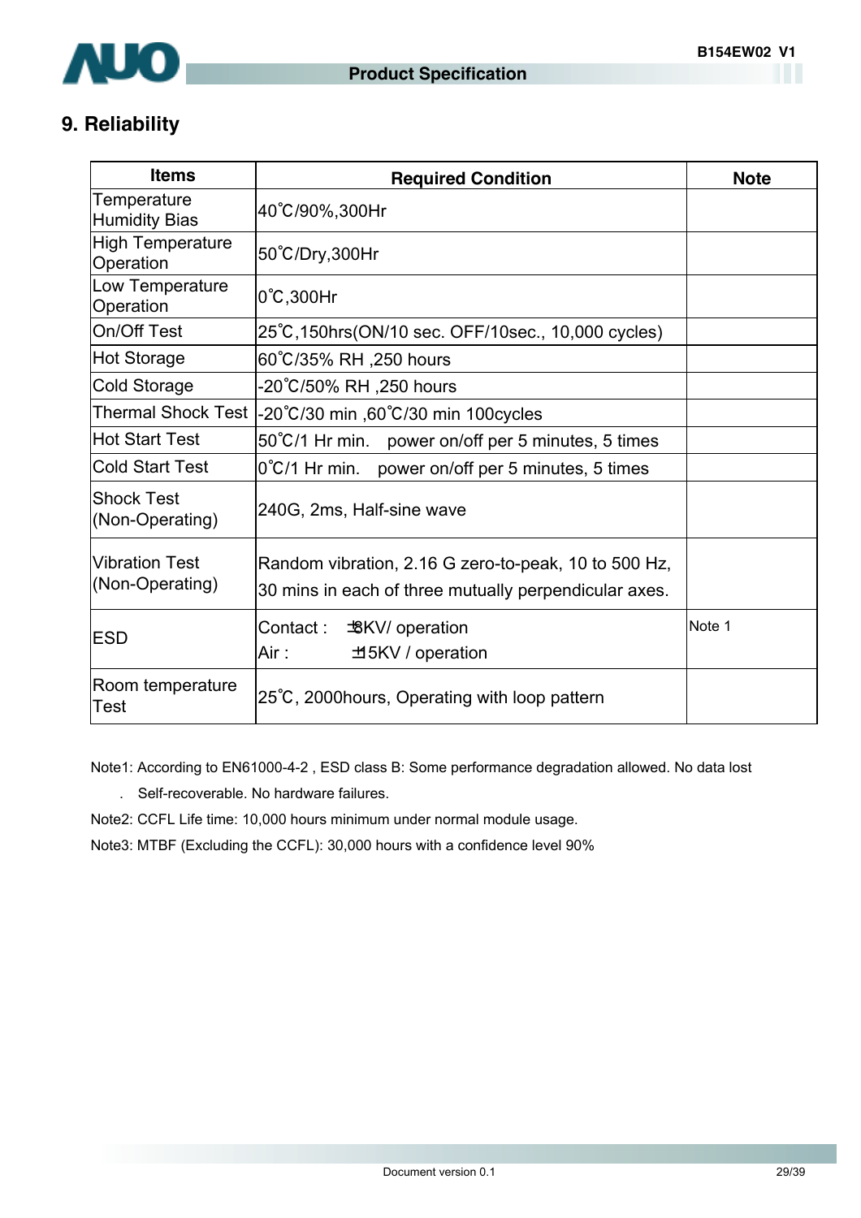## 9. Reliability

| Items | Required Condition | Note |
|---|---|---|
| Temperature Humidity Bias | 40˚C/90%,300Hr | |
| High Temperature Operation | 50˚C/Dry,300Hr | |
| Low Temperature Operation | 0˚C,300Hr | |
| On/Off Test | 25˚C,150hrs(ON/10 sec. OFF/10sec., 10,000 cycles) | |
| Hot Storage | 60˚C/35% RH ,250 hours | |
| Cold Storage | -20˚C/50% RH ,250 hours | |
| Thermal Shock Test | -20˚C/30 min ,60˚C/30 min 100cycles | |
| Hot Start Test | 50˚C/1 Hr min. power on/off per 5 minutes, 5 times | |
| Cold Start Test | 0˚C/1 Hr min. power on/off per 5 minutes, 5 times | |
| Shock Test (Non-Operating) | 240G, 2ms, Half-sine wave | |
| Vibration Test (Non-Operating) | Random vibration, 2.16 G zero-to-peak, 10 to 500 Hz, 30 mins in each of three mutually perpendicular axes. | |
| ESD | Contact : ±8KV/ operation<br>Air : ±15KV / operation | Note 1 |
| Room temperature Test | 25˚C, 2000hours, Operating with loop pattern | |

Note1: According to EN61000-4-2 , ESD class B: Some performance degradation allowed. No data lost . Self-recoverable. No hardware failures.

Note2: CCFL Life time: 10,000 hours minimum under normal module usage.

Note3: MTBF (Excluding the CCFL): 30,000 hours with a confidence level 90%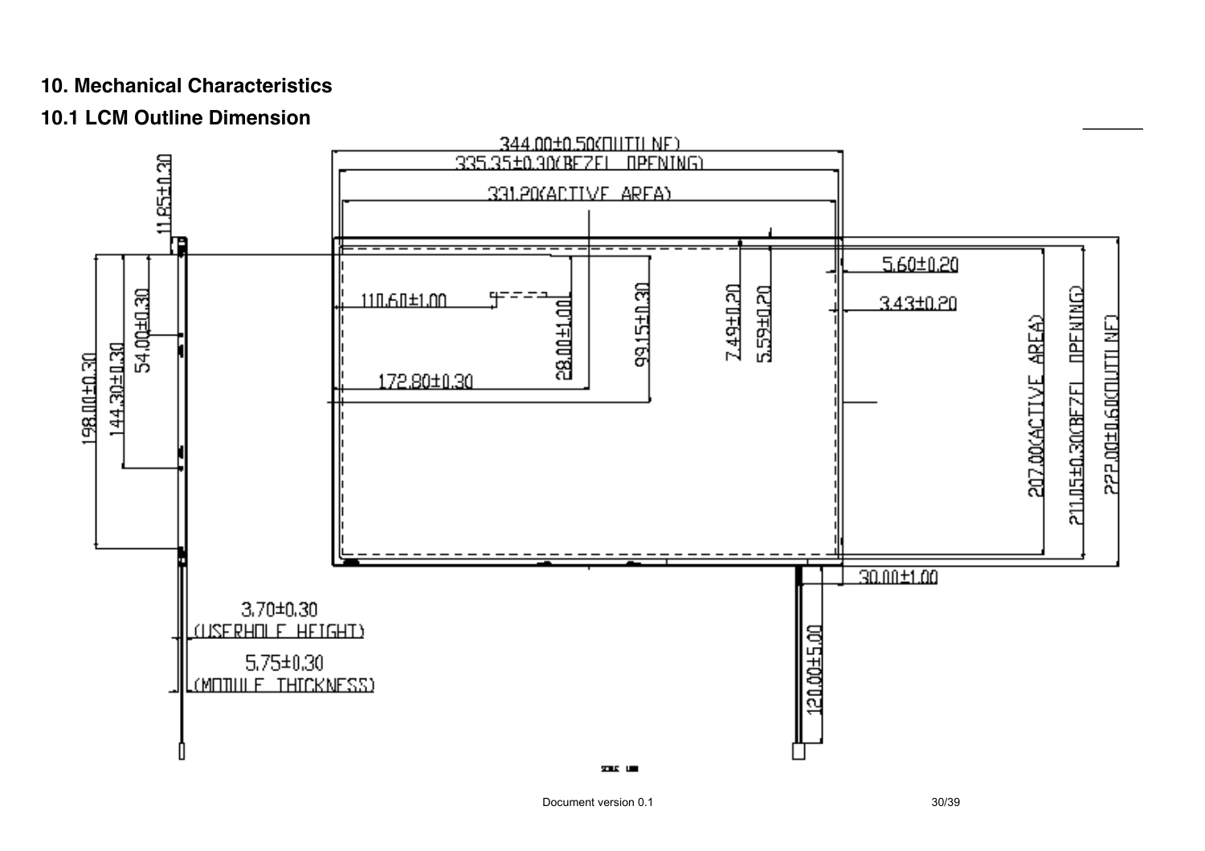## 10. Mechanical Characteristics

### 10.1 LCM Outline Dimension

344.00±0.50(OUTLINE)

335.35±0.30(BEZEL OPENING)

331.20(ACTIVE AREA)

11.85±0.30

198.00±0.30

144.30±0.30

54.00±0.30

110.60±1.00

172.80±0.30

28.00±1.00

99.15±0.30

7.49±0.20

5.59±0.20

5.60±0.20

3.43±0.20

207.00(ACTIVE AREA)

211.05±0.30(BEZEL OPENING)

222.00±0.60(OUTLINE)

30.00±1.00

120.00±5.00

3.70±0.30
(USERHOLE HEIGHT)

5.75±0.30
(MODULE THICKNESS)

SCALE 1:00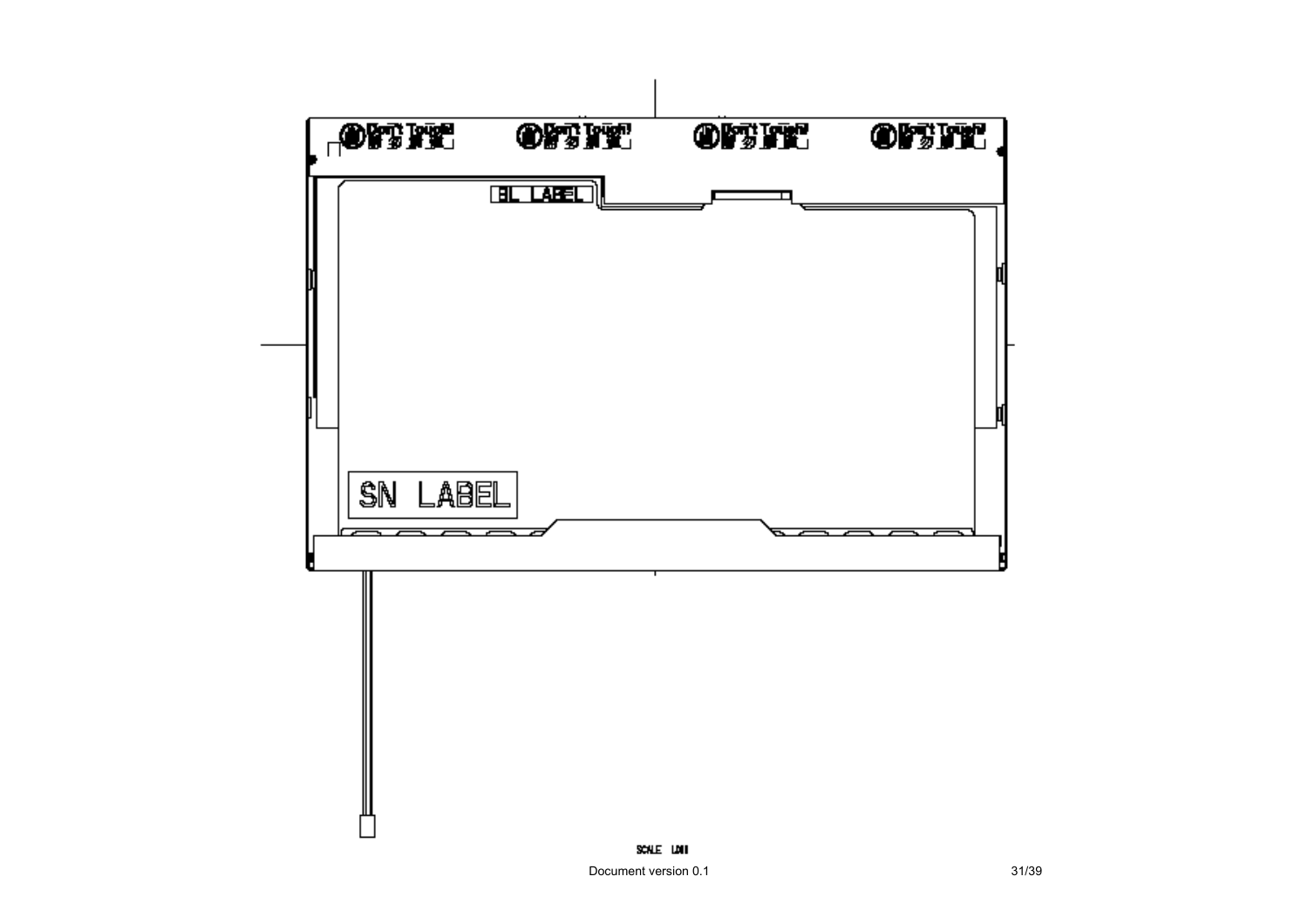Don't Touch! Don't Touch! Don't Touch! Don't Touch!

BL LABEL

SN LABEL

SCALE LDII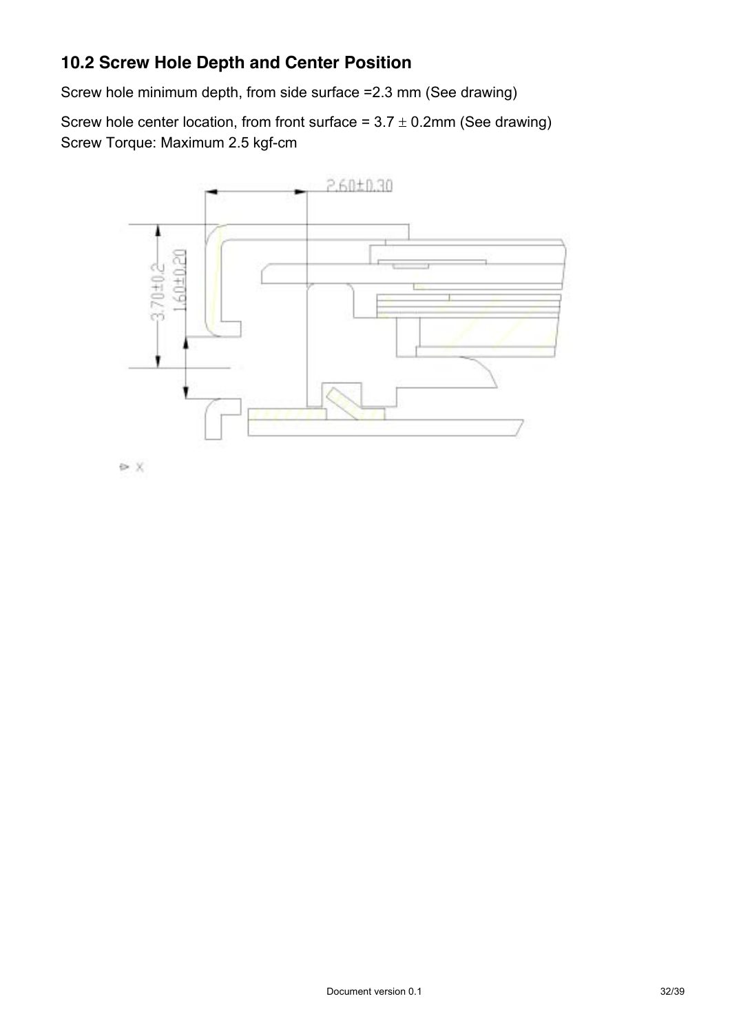## 10.2 Screw Hole Depth and Center Position

Screw hole minimum depth, from side surface =2.3 mm (See drawing)

Screw hole center location, from front surface = 3.7 ± 0.2mm (See drawing)
Screw Torque: Maximum 2.5 kgf-cm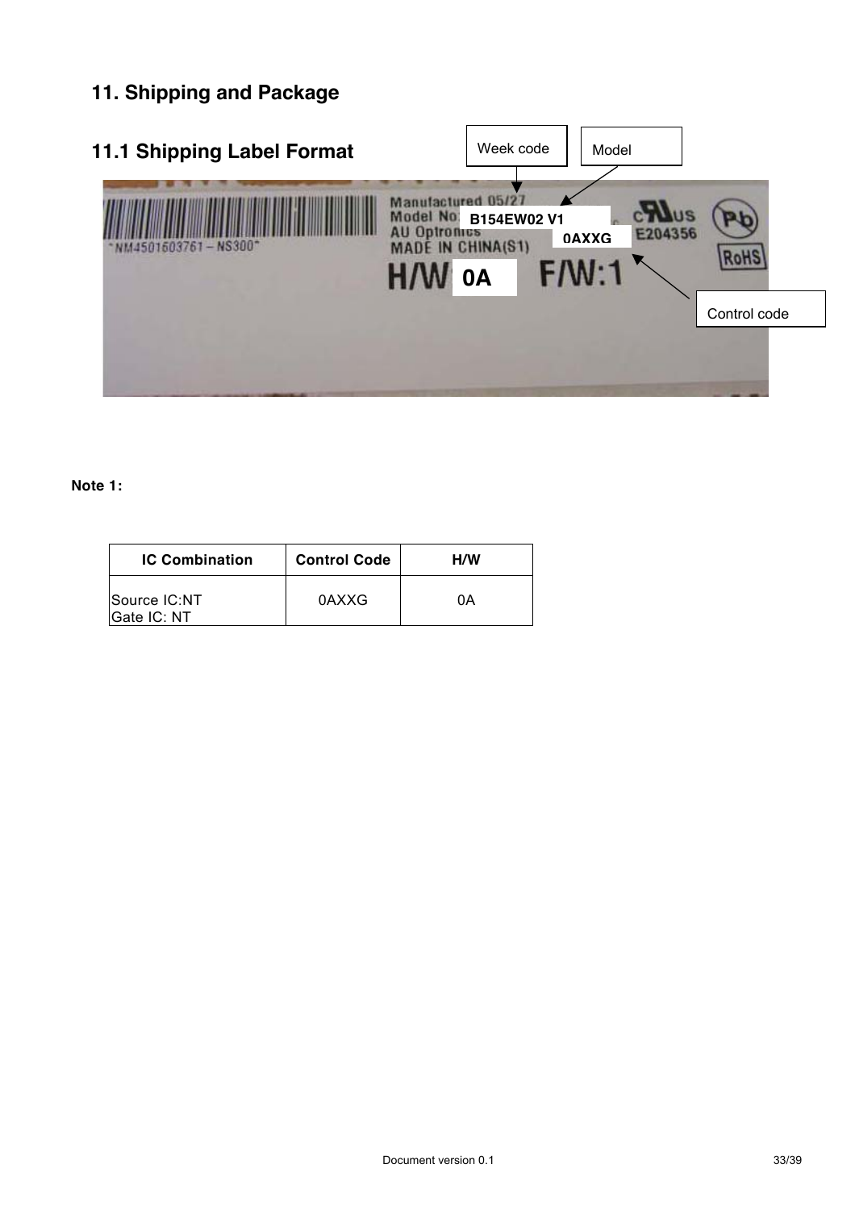# 11. Shipping and Package

## 11.1 Shipping Label Format

Week code

Model

Manufactured 05/27
Model No: B154EW02 V1
AU Optronics 0AXXG
MADE IN CHINA(S1)
H/W 0A F/W:1

"NM4501603761 – NS300"

E204356

RoHS

Control code

**Note 1:**

| IC Combination | Control Code | H/W |
|---|---|---|
| Source IC:NT<br>Gate IC: NT | 0AXXG | 0A |

Document version 0.1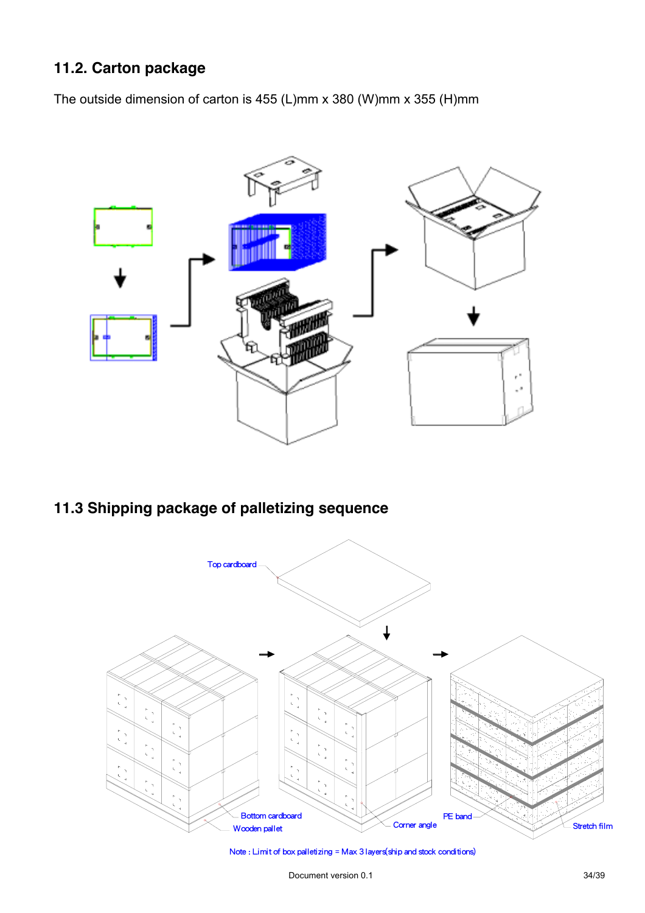## 11.2. Carton package

The outside dimension of carton is 455 (L)mm x 380 (W)mm x 355 (H)mm

## 11.3 Shipping package of palletizing sequence

Top cardboard

Bottom cardboard

Wooden pallet

Corner angle

PE band

Stretch film

Note : Limit of box palletizing = Max 3 layers(ship and stock conditions)

Document version 0.1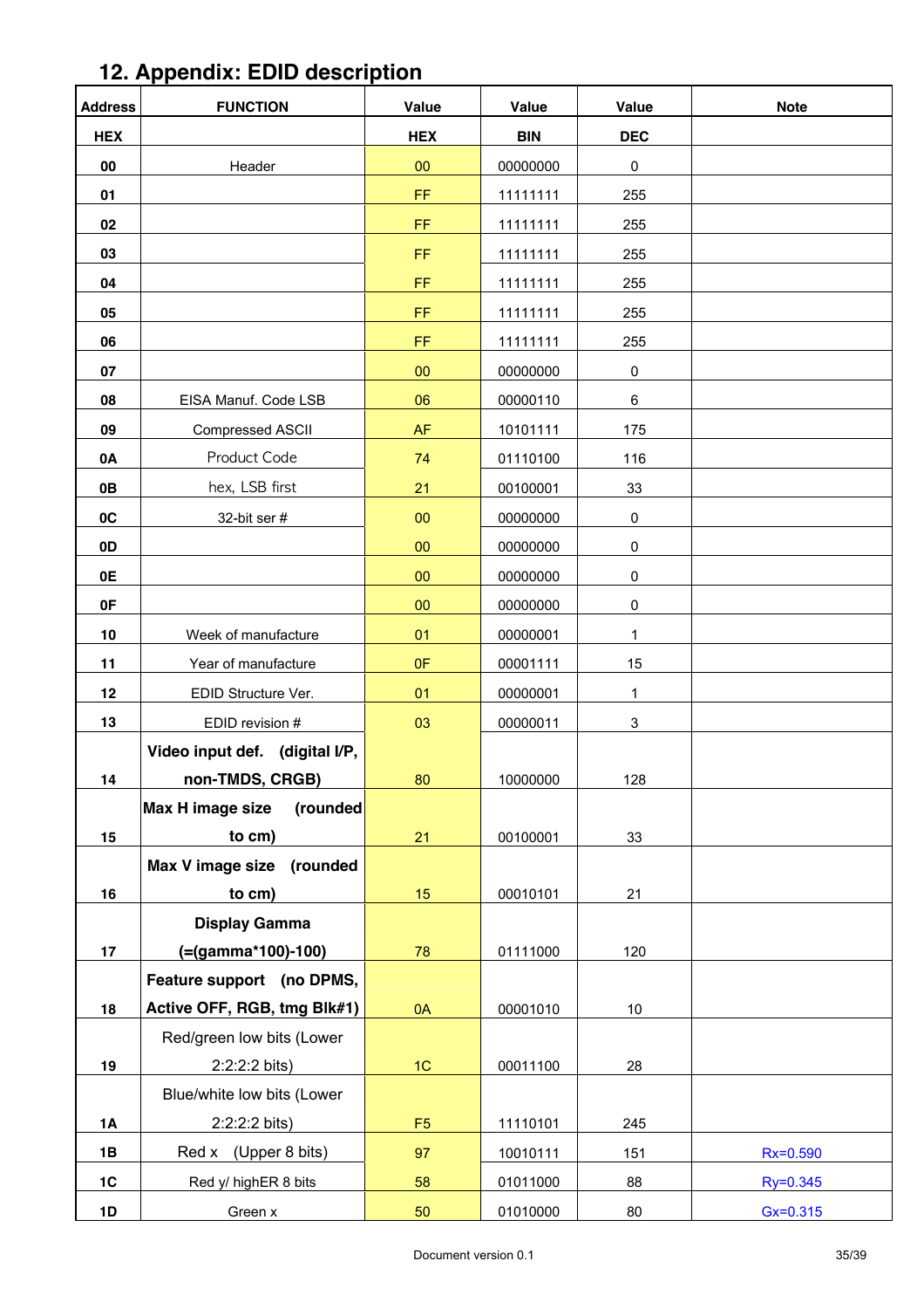## 12. Appendix: EDID description

| Address | FUNCTION | Value | Value | Value | Note |
|---|---|---|---|---|---|
| HEX | | HEX | BIN | DEC | |
| 00 | Header | 00 | 00000000 | 0 | |
| 01 | | FF | 11111111 | 255 | |
| 02 | | FF | 11111111 | 255 | |
| 03 | | FF | 11111111 | 255 | |
| 04 | | FF | 11111111 | 255 | |
| 05 | | FF | 11111111 | 255 | |
| 06 | | FF | 11111111 | 255 | |
| 07 | | 00 | 00000000 | 0 | |
| 08 | EISA Manuf. Code LSB | 06 | 00000110 | 6 | |
| 09 | Compressed ASCII | AF | 10101111 | 175 | |
| 0A | Product Code | 74 | 01110100 | 116 | |
| 0B | hex, LSB first | 21 | 00100001 | 33 | |
| 0C | 32-bit ser # | 00 | 00000000 | 0 | |
| 0D | | 00 | 00000000 | 0 | |
| 0E | | 00 | 00000000 | 0 | |
| 0F | | 00 | 00000000 | 0 | |
| 10 | Week of manufacture | 01 | 00000001 | 1 | |
| 11 | Year of manufacture | 0F | 00001111 | 15 | |
| 12 | EDID Structure Ver. | 01 | 00000001 | 1 | |
| 13 | EDID revision # | 03 | 00000011 | 3 | |
| 14 | **Video input def. (digital I/P, non-TMDS, CRGB)** | 80 | 10000000 | 128 | |
| 15 | **Max H image size (rounded to cm)** | 21 | 00100001 | 33 | |
| 16 | **Max V image size (rounded to cm)** | 15 | 00010101 | 21 | |
| 17 | **Display Gamma (=(gamma*100)-100)** | 78 | 01111000 | 120 | |
| 18 | **Feature support (no DPMS, Active OFF, RGB, tmg Blk#1)** | 0A | 00001010 | 10 | |
| 19 | Red/green low bits (Lower 2:2:2:2 bits) | 1C | 00011100 | 28 | |
| 1A | Blue/white low bits (Lower 2:2:2:2 bits) | F5 | 11110101 | 245 | |
| 1B | Red x (Upper 8 bits) | 97 | 10010111 | 151 | Rx=0.590 |
| 1C | Red y/ highER 8 bits | 58 | 01011000 | 88 | Ry=0.345 |
| 1D | Green x | 50 | 01010000 | 80 | Gx=0.315 |

Document version 0.1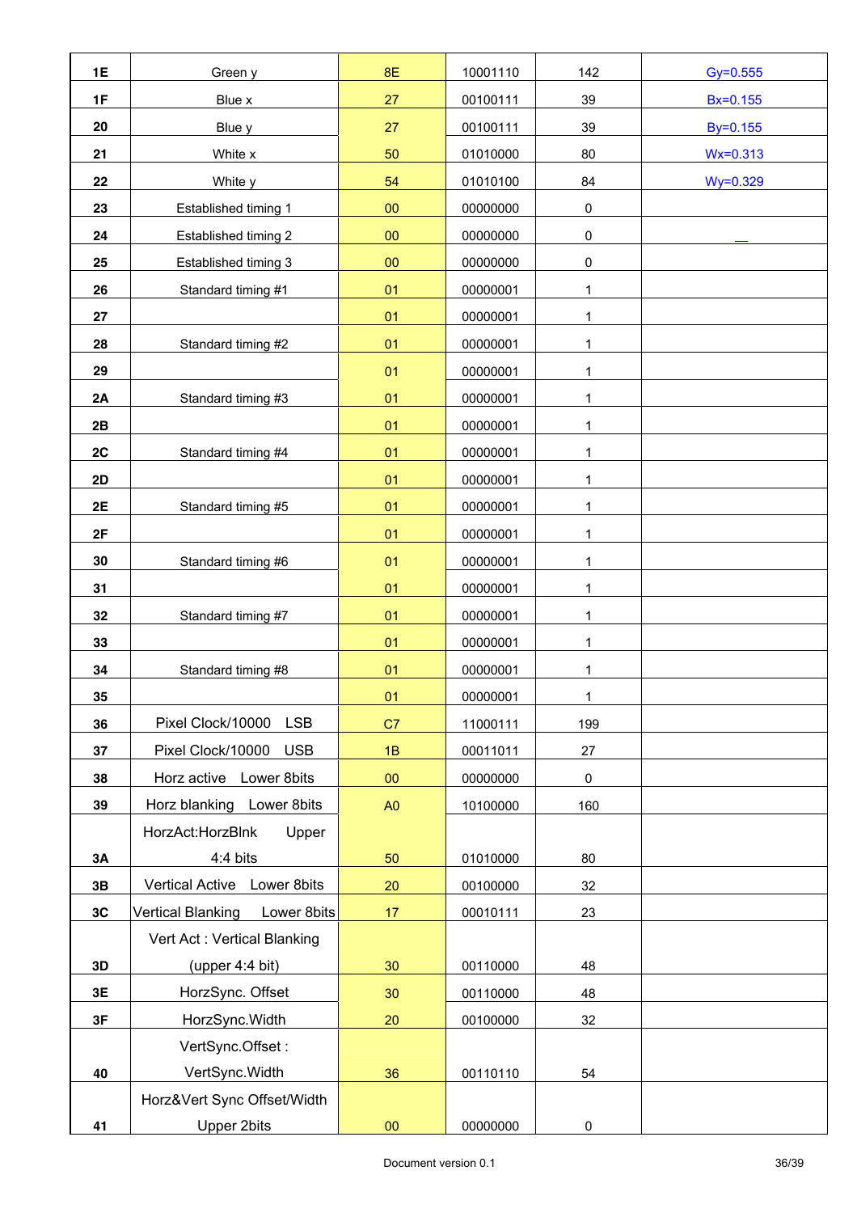| 1E | Green y | 8E | 10001110 | 142 | Gy=0.555 |
|---|---|---|---|---|---|
| 1F | Blue x | 27 | 00100111 | 39 | Bx=0.155 |
| 20 | Blue y | 27 | 00100111 | 39 | By=0.155 |
| 21 | White x | 50 | 01010000 | 80 | Wx=0.313 |
| 22 | White y | 54 | 01010100 | 84 | Wy=0.329 |
| 23 | Established timing 1 | 00 | 00000000 | 0 | |
| 24 | Established timing 2 | 00 | 00000000 | 0 | |
| 25 | Established timing 3 | 00 | 00000000 | 0 | |
| 26 | Standard timing #1 | 01 | 00000001 | 1 | |
| 27 | | 01 | 00000001 | 1 | |
| 28 | Standard timing #2 | 01 | 00000001 | 1 | |
| 29 | | 01 | 00000001 | 1 | |
| 2A | Standard timing #3 | 01 | 00000001 | 1 | |
| 2B | | 01 | 00000001 | 1 | |
| 2C | Standard timing #4 | 01 | 00000001 | 1 | |
| 2D | | 01 | 00000001 | 1 | |
| 2E | Standard timing #5 | 01 | 00000001 | 1 | |
| 2F | | 01 | 00000001 | 1 | |
| 30 | Standard timing #6 | 01 | 00000001 | 1 | |
| 31 | | 01 | 00000001 | 1 | |
| 32 | Standard timing #7 | 01 | 00000001 | 1 | |
| 33 | | 01 | 00000001 | 1 | |
| 34 | Standard timing #8 | 01 | 00000001 | 1 | |
| 35 | | 01 | 00000001 | 1 | |
| 36 | Pixel Clock/10000 LSB | C7 | 11000111 | 199 | |
| 37 | Pixel Clock/10000 USB | 1B | 00011011 | 27 | |
| 38 | Horz active Lower 8bits | 00 | 00000000 | 0 | |
| 39 | Horz blanking Lower 8bits | A0 | 10100000 | 160 | |
| 3A | HorzAct:HorzBlnk Upper 4:4 bits | 50 | 01010000 | 80 | |
| 3B | Vertical Active Lower 8bits | 20 | 00100000 | 32 | |
| 3C | Vertical Blanking Lower 8bits | 17 | 00010111 | 23 | |
| 3D | Vert Act : Vertical Blanking (upper 4:4 bit) | 30 | 00110000 | 48 | |
| 3E | HorzSync. Offset | 30 | 00110000 | 48 | |
| 3F | HorzSync.Width | 20 | 00100000 | 32 | |
| 40 | VertSync.Offset : VertSync.Width | 36 | 00110110 | 54 | |
| 41 | Horz&Vert Sync Offset/Width Upper 2bits | 00 | 00000000 | 0 | |

Document version 0.1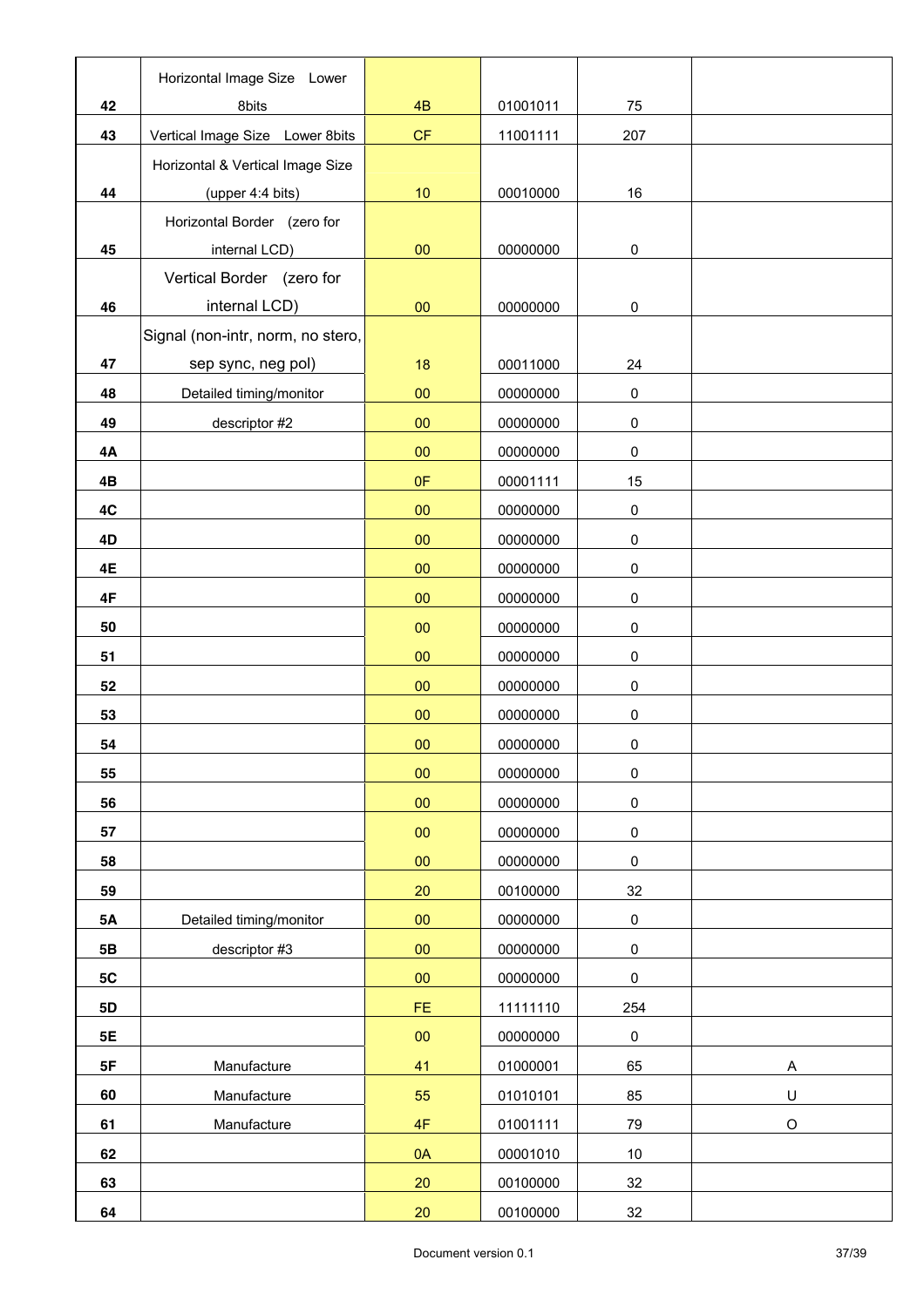| 42 | Horizontal Image Size　Lower 8bits | 4B | 01001011 | 75 | |
|---|---|---|---|---|---|
| 43 | Vertical Image Size　Lower 8bits | CF | 11001111 | 207 | |
| 44 | Horizontal & Vertical Image Size (upper 4:4 bits) | 10 | 00010000 | 16 | |
| 45 | Horizontal Border　(zero for internal LCD) | 00 | 00000000 | 0 | |
| 46 | Vertical Border　(zero for internal LCD) | 00 | 00000000 | 0 | |
| 47 | Signal (non-intr, norm, no stero, sep sync, neg pol) | 18 | 00011000 | 24 | |
| 48 | Detailed timing/monitor | 00 | 00000000 | 0 | |
| 49 | descriptor #2 | 00 | 00000000 | 0 | |
| 4A | | 00 | 00000000 | 0 | |
| 4B | | 0F | 00001111 | 15 | |
| 4C | | 00 | 00000000 | 0 | |
| 4D | | 00 | 00000000 | 0 | |
| 4E | | 00 | 00000000 | 0 | |
| 4F | | 00 | 00000000 | 0 | |
| 50 | | 00 | 00000000 | 0 | |
| 51 | | 00 | 00000000 | 0 | |
| 52 | | 00 | 00000000 | 0 | |
| 53 | | 00 | 00000000 | 0 | |
| 54 | | 00 | 00000000 | 0 | |
| 55 | | 00 | 00000000 | 0 | |
| 56 | | 00 | 00000000 | 0 | |
| 57 | | 00 | 00000000 | 0 | |
| 58 | | 00 | 00000000 | 0 | |
| 59 | | 20 | 00100000 | 32 | |
| 5A | Detailed timing/monitor | 00 | 00000000 | 0 | |
| 5B | descriptor #3 | 00 | 00000000 | 0 | |
| 5C | | 00 | 00000000 | 0 | |
| 5D | | FE | 11111110 | 254 | |
| 5E | | 00 | 00000000 | 0 | |
| 5F | Manufacture | 41 | 01000001 | 65 | A |
| 60 | Manufacture | 55 | 01010101 | 85 | U |
| 61 | Manufacture | 4F | 01001111 | 79 | O |
| 62 | | 0A | 00001010 | 10 | |
| 63 | | 20 | 00100000 | 32 | |
| 64 | | 20 | 00100000 | 32 | |

Document version 0.1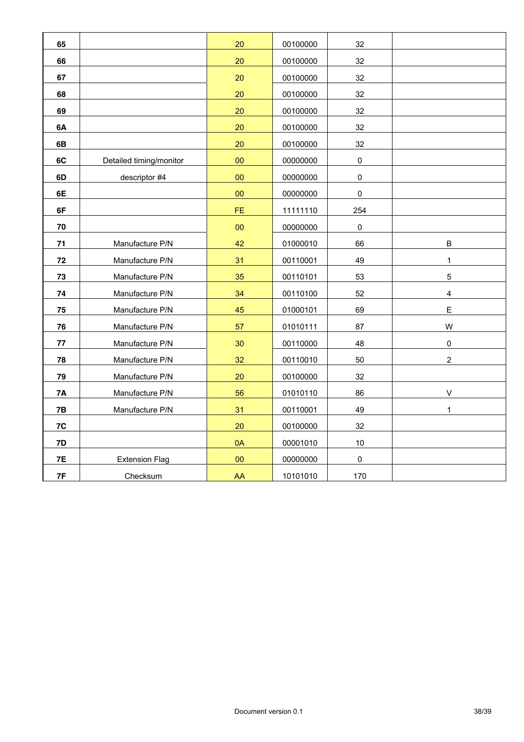| | | | | | |
|---|---|---|---|---|---|
| **65** | | 20 | 00100000 | 32 | |
| **66** | | 20 | 00100000 | 32 | |
| **67** | | 20 | 00100000 | 32 | |
| **68** | | 20 | 00100000 | 32 | |
| **69** | | 20 | 00100000 | 32 | |
| **6A** | | 20 | 00100000 | 32 | |
| **6B** | | 20 | 00100000 | 32 | |
| **6C** | Detailed timing/monitor | 00 | 00000000 | 0 | |
| **6D** | descriptor #4 | 00 | 00000000 | 0 | |
| **6E** | | 00 | 00000000 | 0 | |
| **6F** | | FE | 11111110 | 254 | |
| **70** | | 00 | 00000000 | 0 | |
| **71** | Manufacture P/N | 42 | 01000010 | 66 | B |
| **72** | Manufacture P/N | 31 | 00110001 | 49 | 1 |
| **73** | Manufacture P/N | 35 | 00110101 | 53 | 5 |
| **74** | Manufacture P/N | 34 | 00110100 | 52 | 4 |
| **75** | Manufacture P/N | 45 | 01000101 | 69 | E |
| **76** | Manufacture P/N | 57 | 01010111 | 87 | W |
| **77** | Manufacture P/N | 30 | 00110000 | 48 | 0 |
| **78** | Manufacture P/N | 32 | 00110010 | 50 | 2 |
| **79** | Manufacture P/N | 20 | 00100000 | 32 | |
| **7A** | Manufacture P/N | 56 | 01010110 | 86 | V |
| **7B** | Manufacture P/N | 31 | 00110001 | 49 | 1 |
| **7C** | | 20 | 00100000 | 32 | |
| **7D** | | 0A | 00001010 | 10 | |
| **7E** | Extension Flag | 00 | 00000000 | 0 | |
| **7F** | Checksum | AA | 10101010 | 170 | |

Document version 0.1